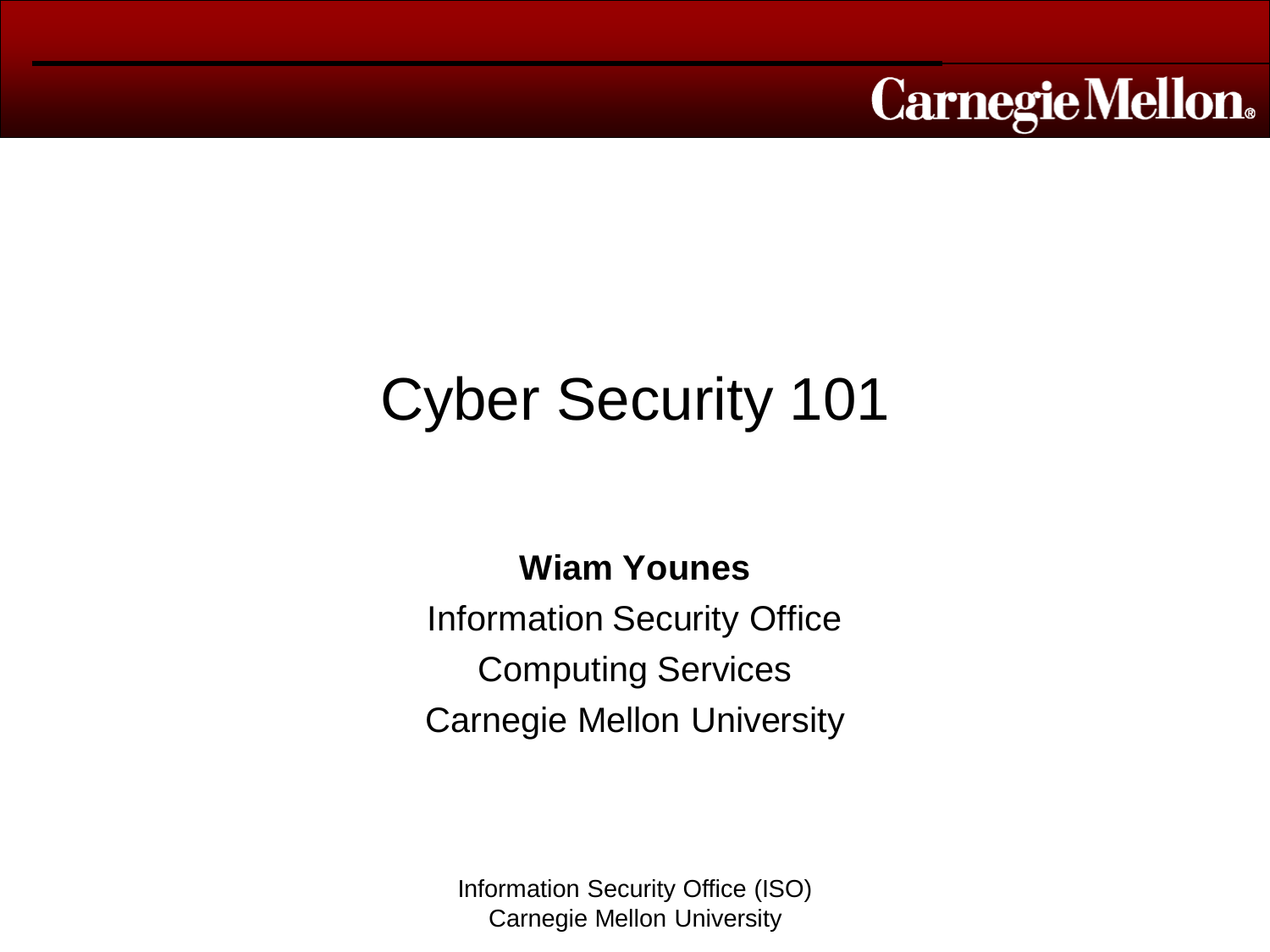# Cyber Security 101

**Wiam Younes**

Information Security Office

Computing Services

Carnegie Mellon University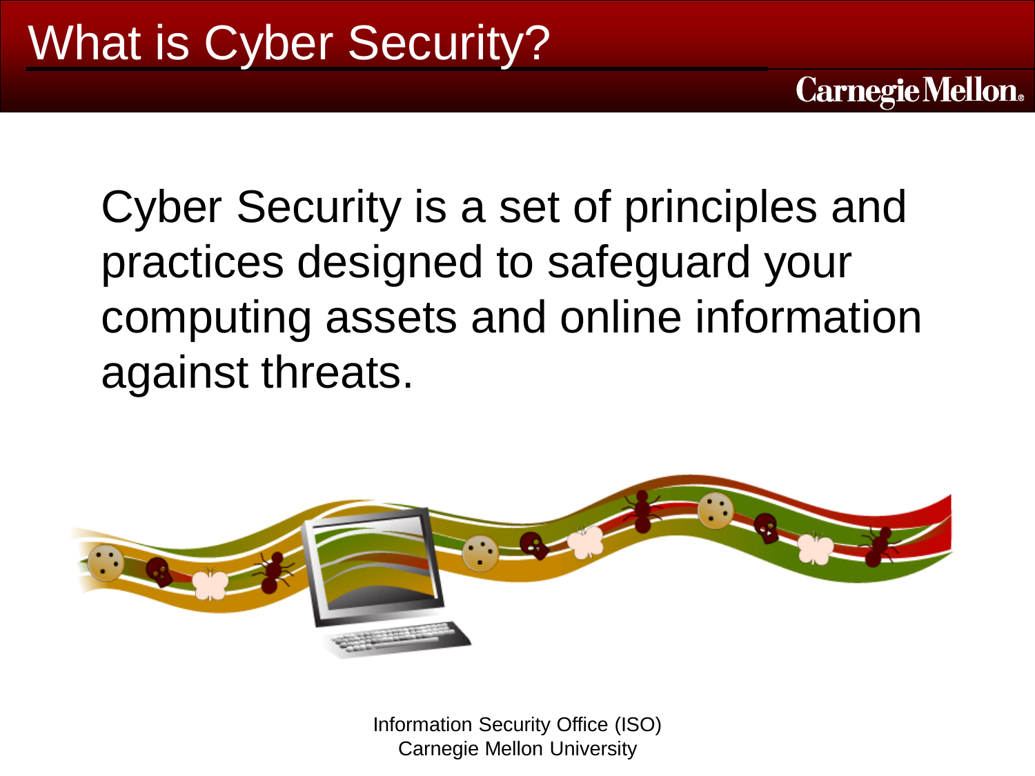# What is Cyber Security?

Cyber Security is a set of principles and practices designed to safeguard your computing assets and online information against threats.

Information Security Office (ISO)
Carnegie Mellon University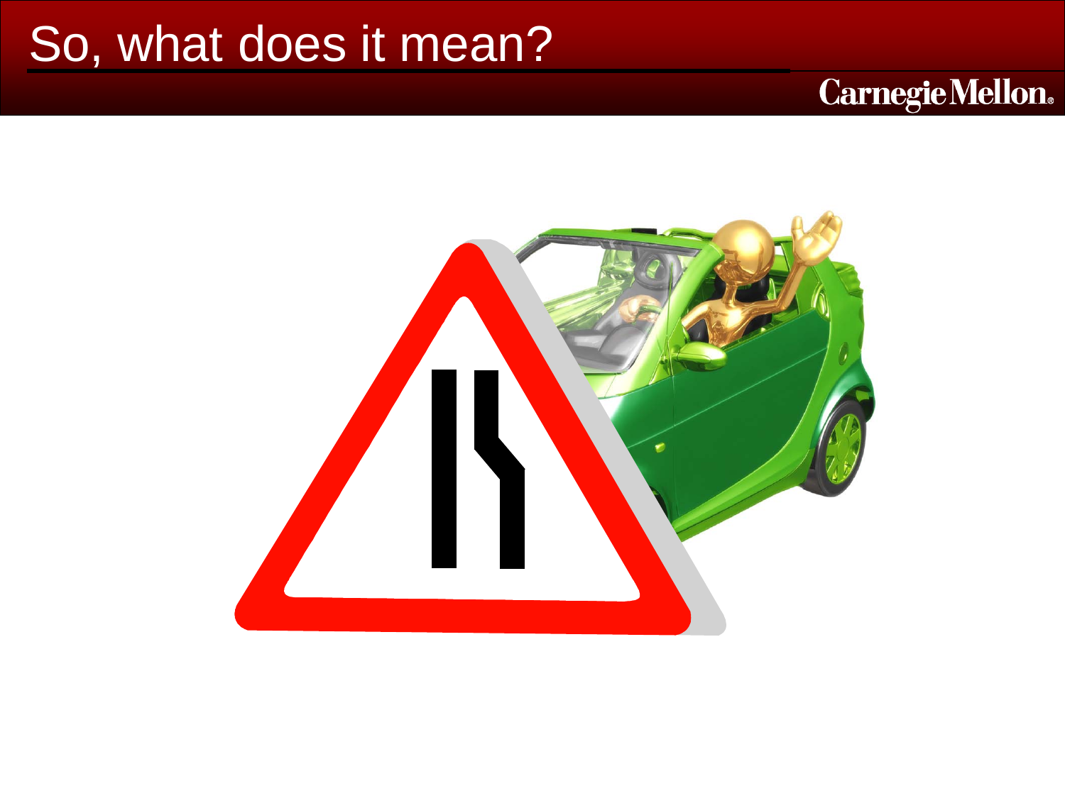# So, what does it mean?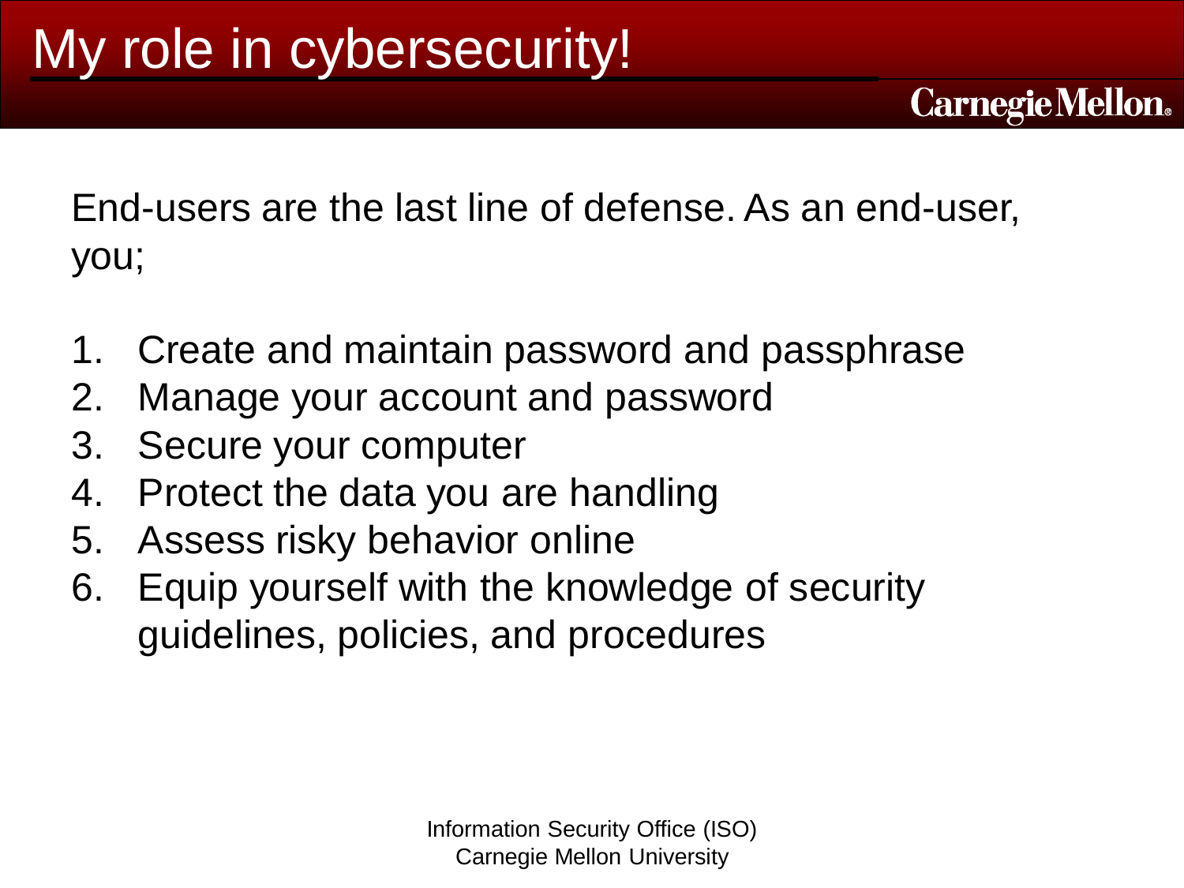# My role in cybersecurity!

End-users are the last line of defense. As an end-user, you;

1. Create and maintain password and passphrase
2. Manage your account and password
3. Secure your computer
4. Protect the data you are handling
5. Assess risky behavior online
6. Equip yourself with the knowledge of security guidelines, policies, and procedures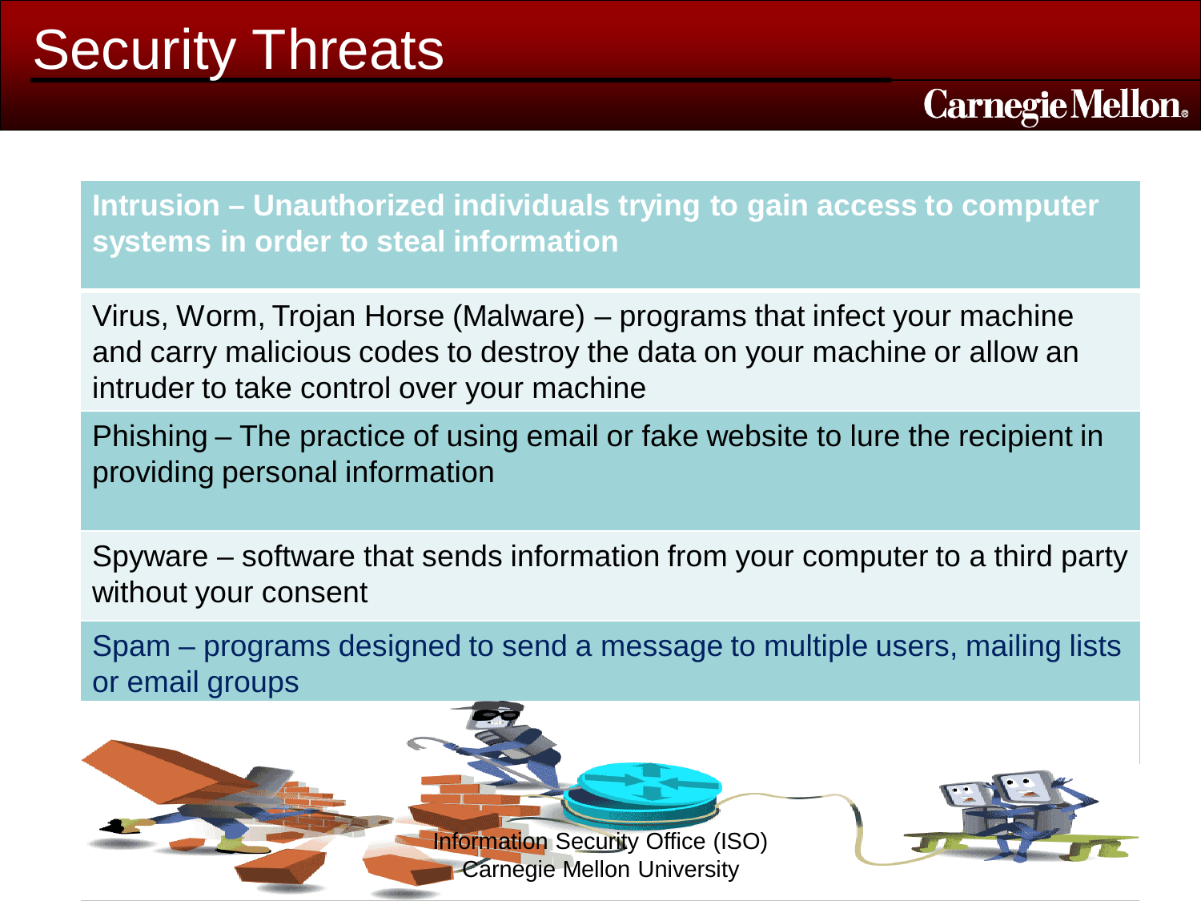# Security Threats

**Intrusion – Unauthorized individuals trying to gain access to computer systems in order to steal information**

Virus, Worm, Trojan Horse (Malware) – programs that infect your machine and carry malicious codes to destroy the data on your machine or allow an intruder to take control over your machine

Phishing – The practice of using email or fake website to lure the recipient in providing personal information

Spyware – software that sends information from your computer to a third party without your consent

Spam – programs designed to send a message to multiple users, mailing lists or email groups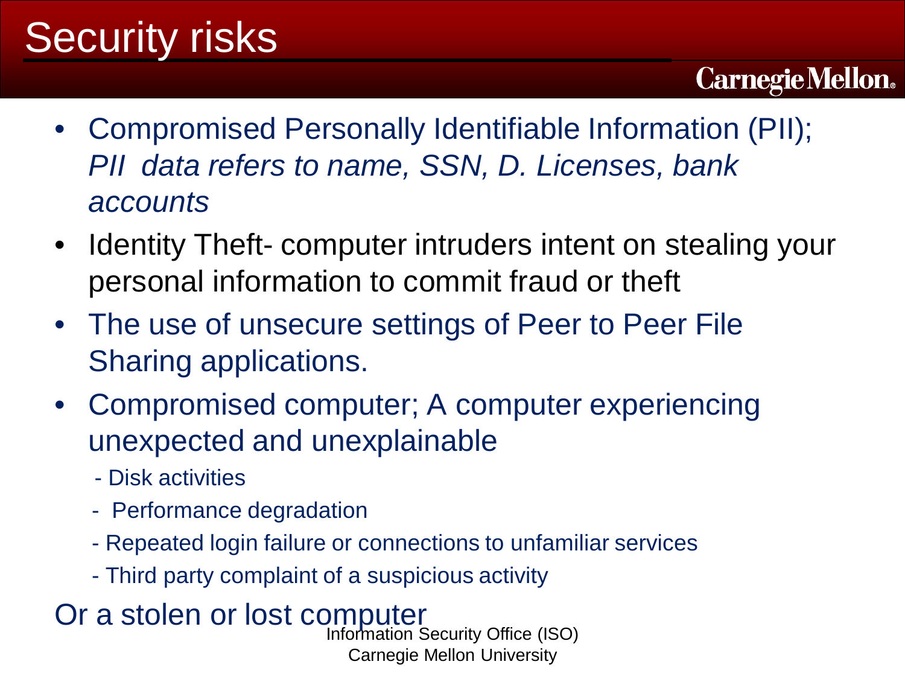# Security risks

- Compromised Personally Identifiable Information (PII); *PII data refers to name, SSN, D. Licenses, bank accounts*
- Identity Theft- computer intruders intent on stealing your personal information to commit fraud or theft
- The use of unsecure settings of Peer to Peer File Sharing applications.
- Compromised computer; A computer experiencing unexpected and unexplainable
  - Disk activities
  - Performance degradation
  - Repeated login failure or connections to unfamiliar services
  - Third party complaint of a suspicious activity

Or a stolen or lost computer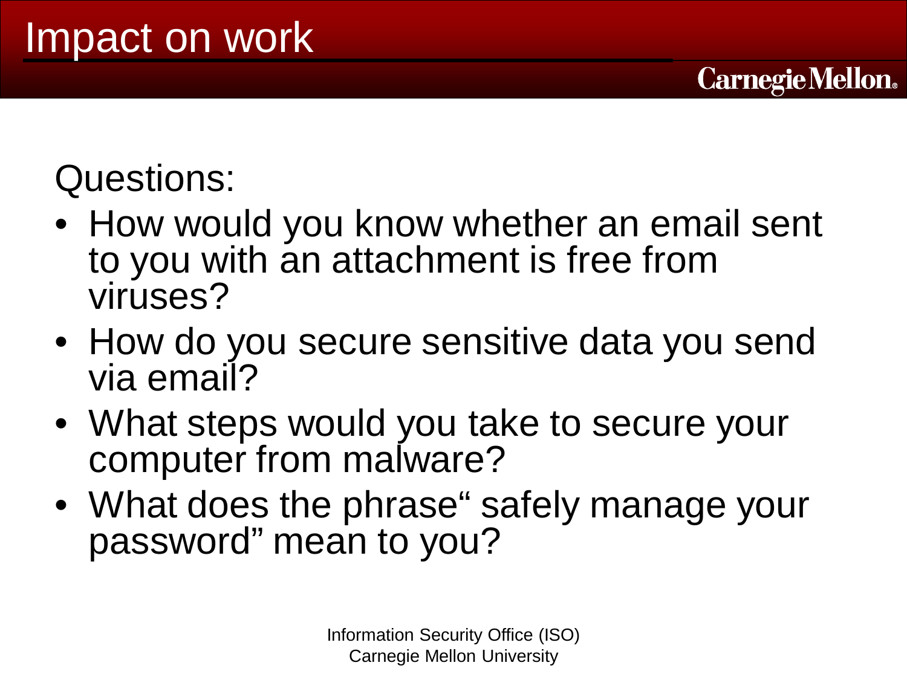# Impact on work

Questions:

- How would you know whether an email sent to you with an attachment is free from viruses?
- How do you secure sensitive data you send via email?
- What steps would you take to secure your computer from malware?
- What does the phrase“ safely manage your password” mean to you?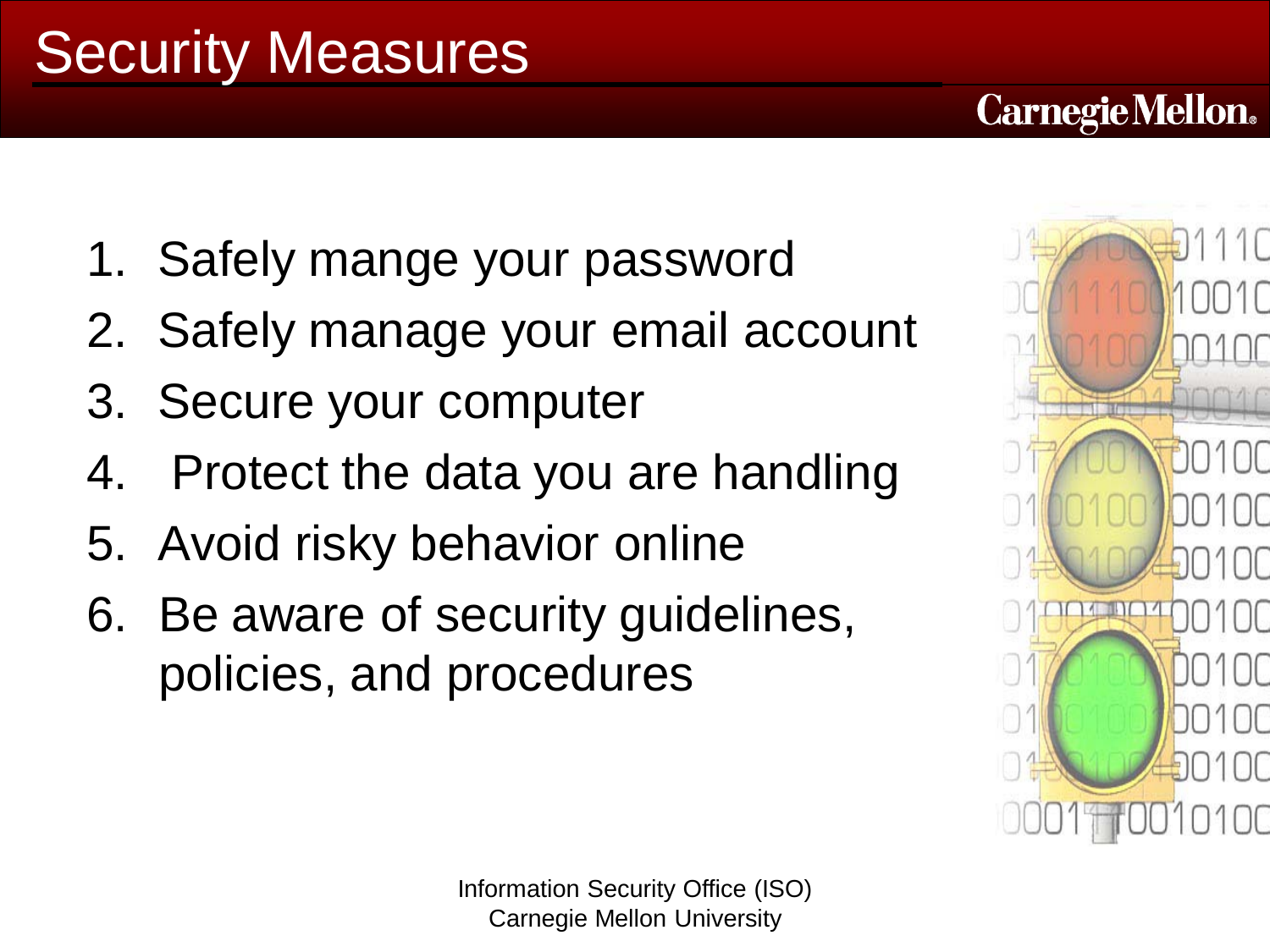# Security Measures

1. Safely mange your password
2. Safely manage your email account
3. Secure your computer
4. Protect the data you are handling
5. Avoid risky behavior online
6. Be aware of security guidelines, policies, and procedures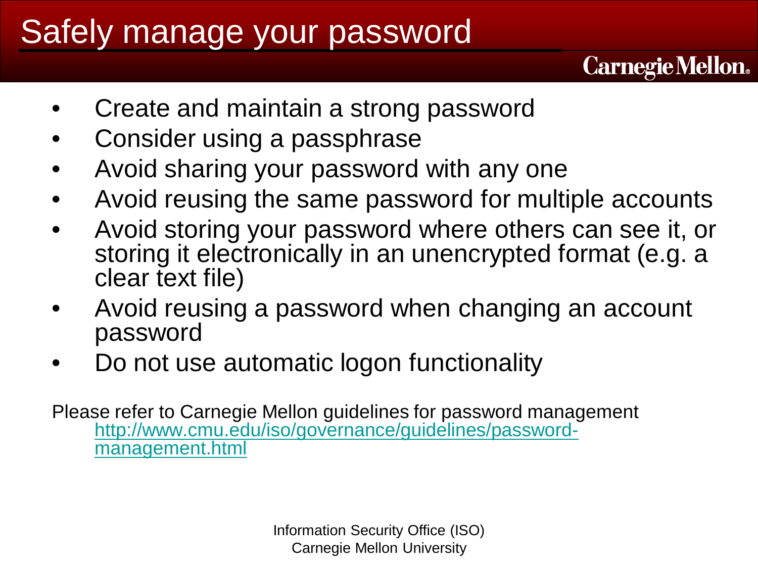# Safely manage your password

- Create and maintain a strong password
- Consider using a passphrase
- Avoid sharing your password with any one
- Avoid reusing the same password for multiple accounts
- Avoid storing your password where others can see it, or storing it electronically in an unencrypted format (e.g. a clear text file)
- Avoid reusing a password when changing an account password
- Do not use automatic logon functionality

Please refer to Carnegie Mellon guidelines for password management
http://www.cmu.edu/iso/governance/guidelines/password-management.html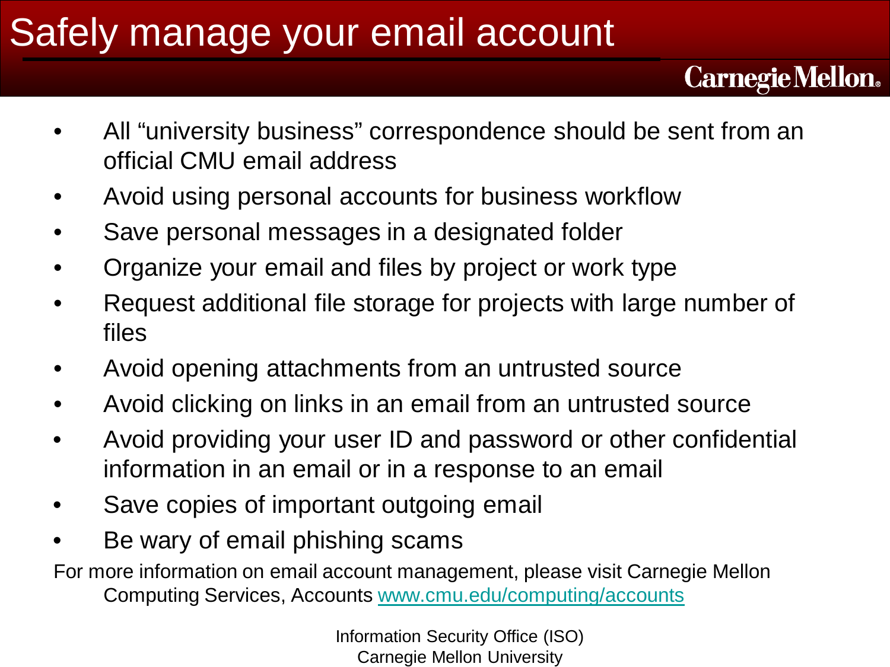# Safely manage your email account

- All "university business" correspondence should be sent from an official CMU email address
- Avoid using personal accounts for business workflow
- Save personal messages in a designated folder
- Organize your email and files by project or work type
- Request additional file storage for projects with large number of files
- Avoid opening attachments from an untrusted source
- Avoid clicking on links in an email from an untrusted source
- Avoid providing your user ID and password or other confidential information in an email or in a response to an email
- Save copies of important outgoing email
- Be wary of email phishing scams

For more information on email account management, please visit Carnegie Mellon Computing Services, Accounts www.cmu.edu/computing/accounts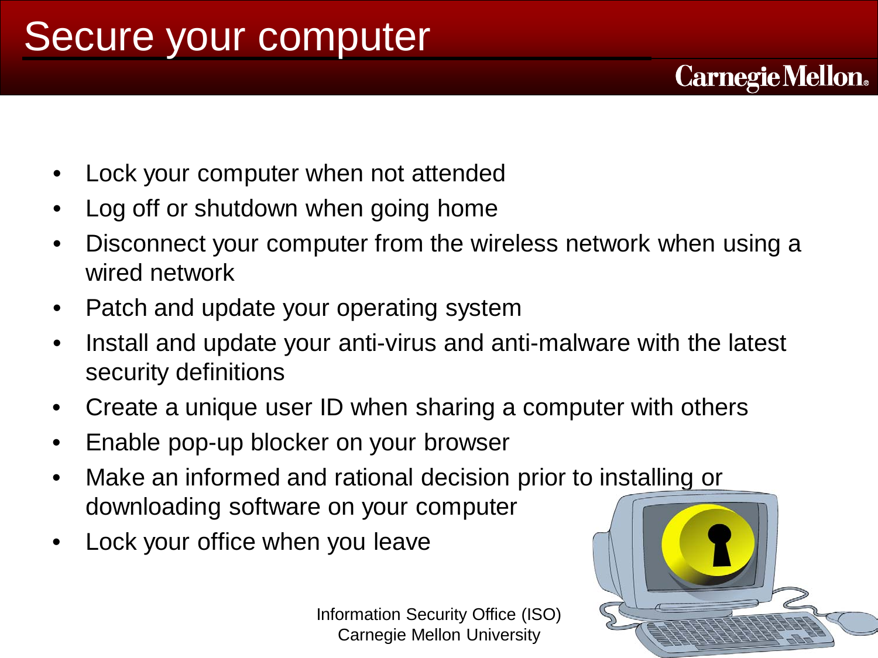# Secure your computer

- Lock your computer when not attended
- Log off or shutdown when going home
- Disconnect your computer from the wireless network when using a wired network
- Patch and update your operating system
- Install and update your anti-virus and anti-malware with the latest security definitions
- Create a unique user ID when sharing a computer with others
- Enable pop-up blocker on your browser
- Make an informed and rational decision prior to installing or downloading software on your computer
- Lock your office when you leave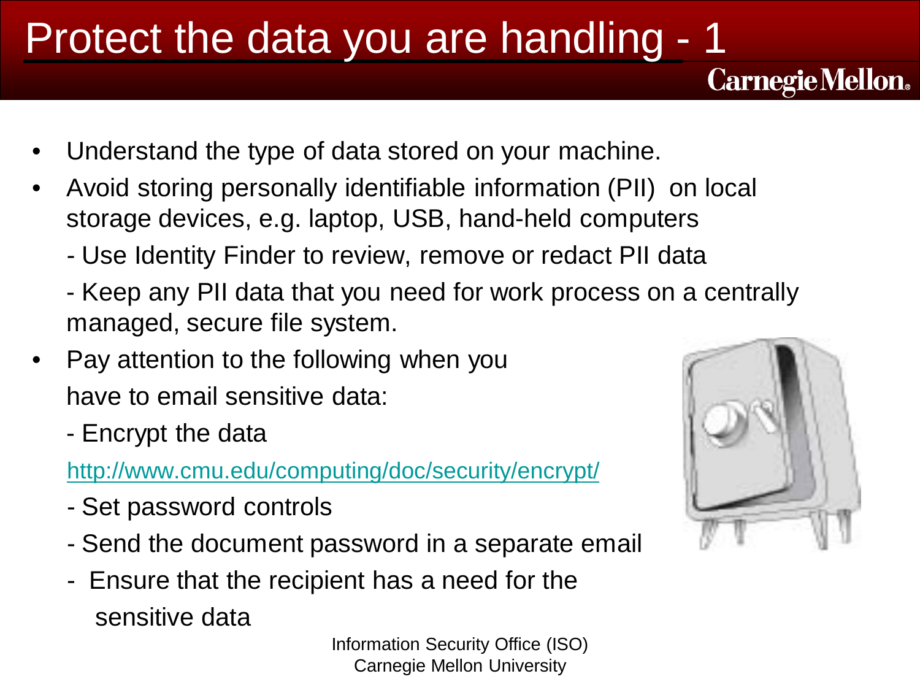# Protect the data you are handling - 1

- Understand the type of data stored on your machine.
- Avoid storing personally identifiable information (PII) on local storage devices, e.g. laptop, USB, hand-held computers
  - Use Identity Finder to review, remove or redact PII data
  - Keep any PII data that you need for work process on a centrally managed, secure file system.
- Pay attention to the following when you have to email sensitive data:
  - Encrypt the data
    http://www.cmu.edu/computing/doc/security/encrypt/
  - Set password controls
  - Send the document password in a separate email
  - Ensure that the recipient has a need for the sensitive data

Information Security Office (ISO)
Carnegie Mellon University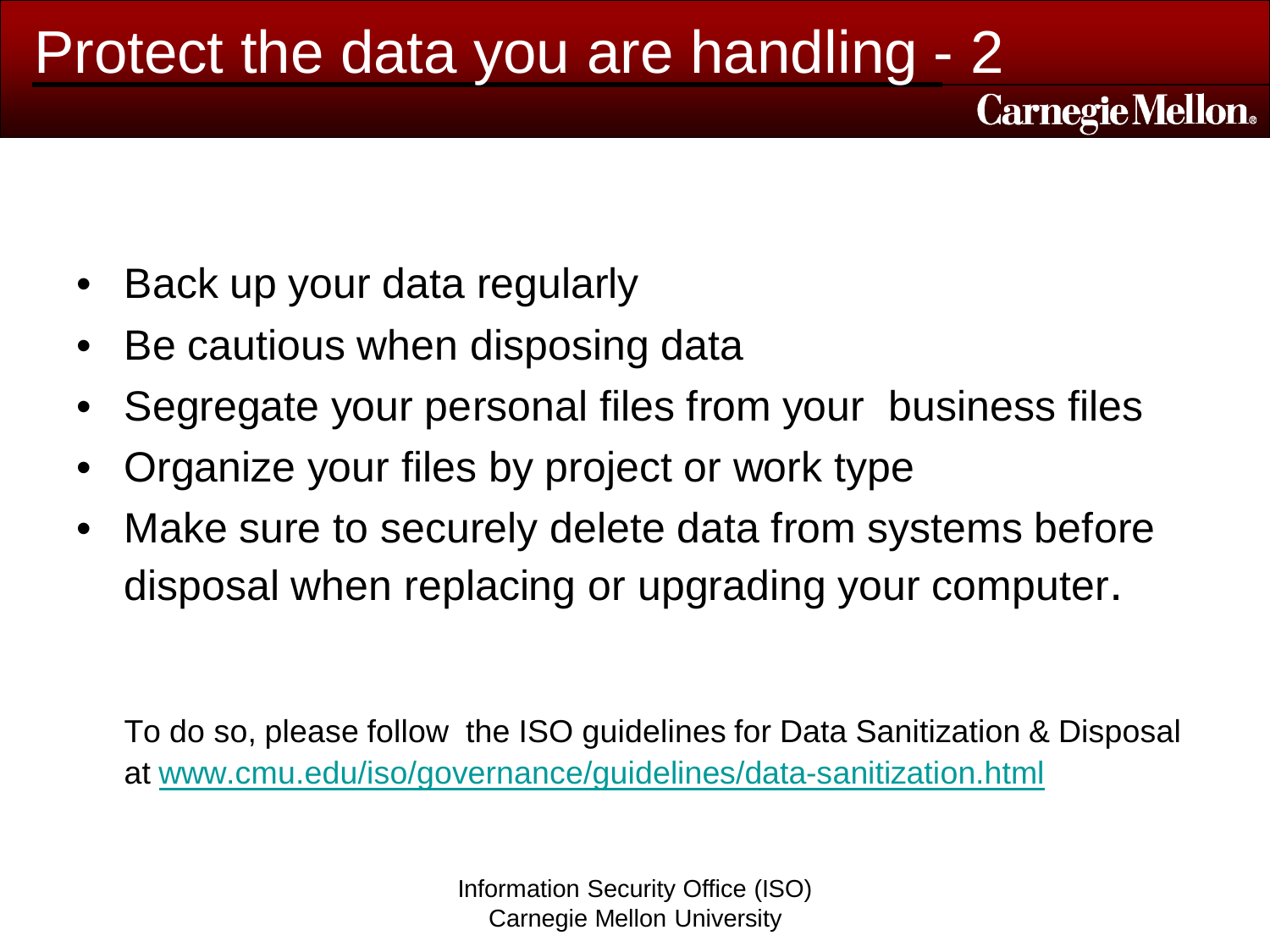# Protect the data you are handling - 2

- Back up your data regularly
- Be cautious when disposing data
- Segregate your personal files from your business files
- Organize your files by project or work type
- Make sure to securely delete data from systems before disposal when replacing or upgrading your computer.

To do so, please follow the ISO guidelines for Data Sanitization & Disposal at [www.cmu.edu/iso/governance/guidelines/data-sanitization.html](www.cmu.edu/iso/governance/guidelines/data-sanitization.html)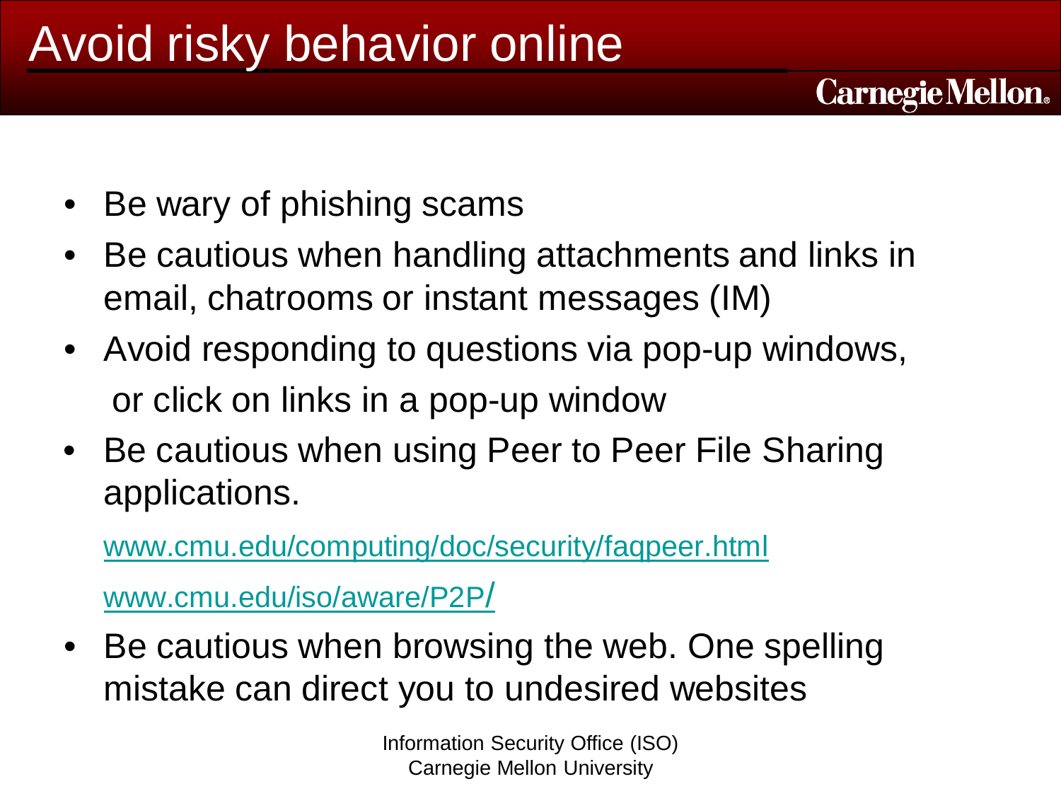# Avoid risky behavior online

- Be wary of phishing scams
- Be cautious when handling attachments and links in email, chatrooms or instant messages (IM)
- Avoid responding to questions via pop-up windows, or click on links in a pop-up window
- Be cautious when using Peer to Peer File Sharing applications.

  www.cmu.edu/computing/doc/security/faqpeer.html

  www.cmu.edu/iso/aware/P2P/
- Be cautious when browsing the web. One spelling mistake can direct you to undesired websites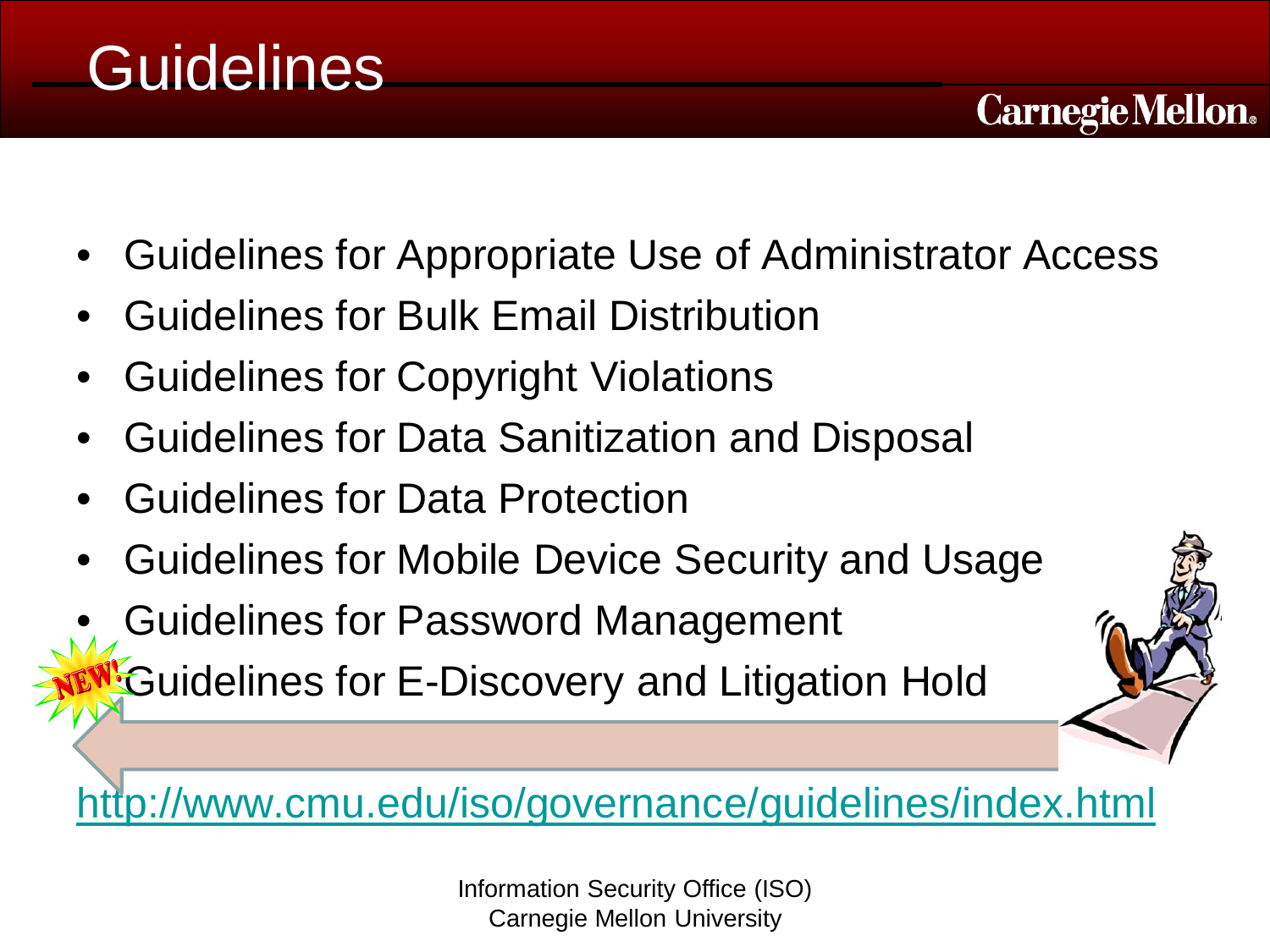# Guidelines

- Guidelines for Appropriate Use of Administrator Access
- Guidelines for Bulk Email Distribution
- Guidelines for Copyright Violations
- Guidelines for Data Sanitization and Disposal
- Guidelines for Data Protection
- Guidelines for Mobile Device Security and Usage
- Guidelines for Password Management
- NEW! Guidelines for E-Discovery and Litigation Hold

http://www.cmu.edu/iso/governance/guidelines/index.html

Information Security Office (ISO)
Carnegie Mellon University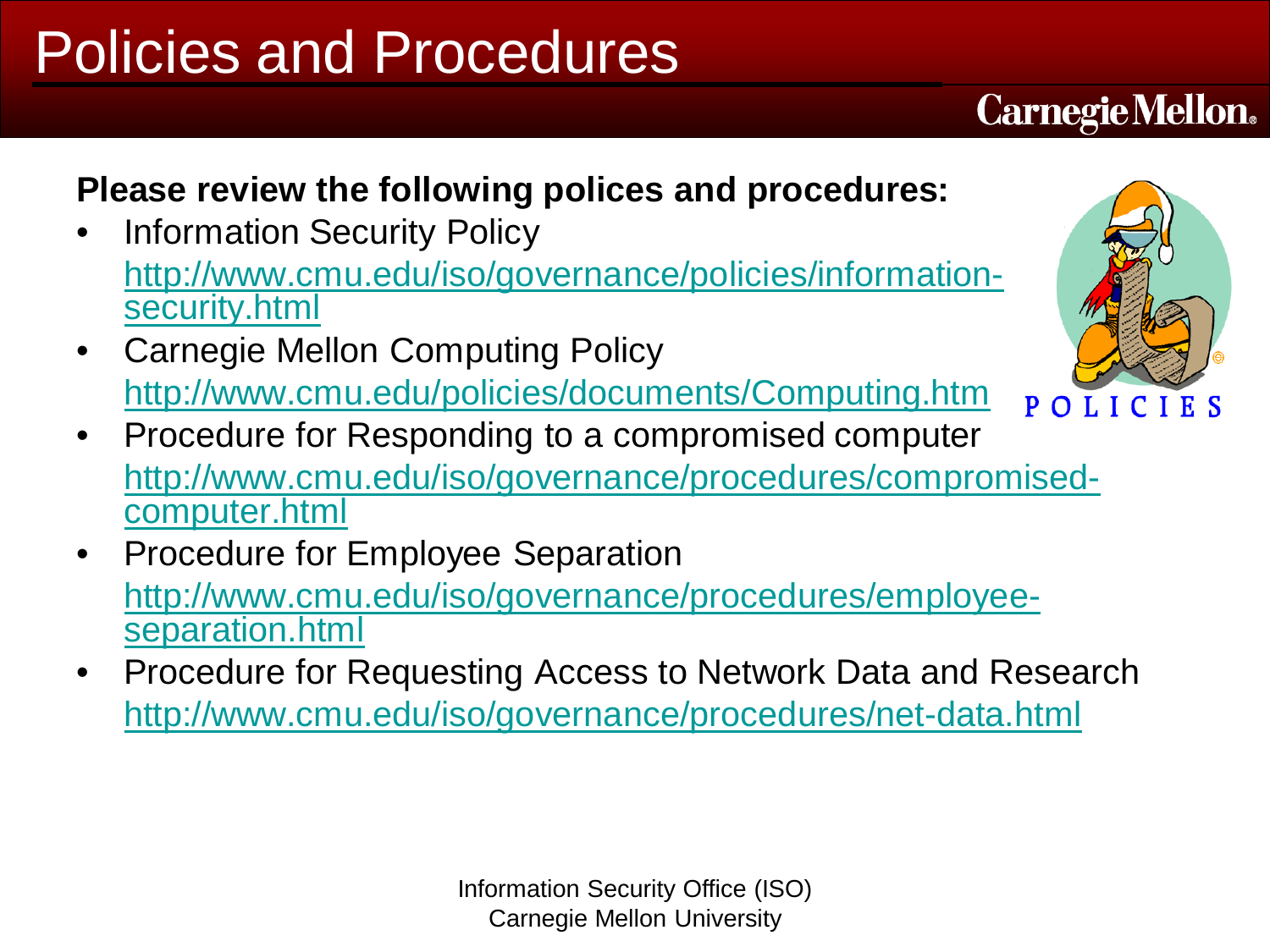# Policies and Procedures

**Please review the following polices and procedures:**

- Information Security Policy
  http://www.cmu.edu/iso/governance/policies/information-security.html
- Carnegie Mellon Computing Policy
  http://www.cmu.edu/policies/documents/Computing.htm
- Procedure for Responding to a compromised computer
  http://www.cmu.edu/iso/governance/procedures/compromised-computer.html
- Procedure for Employee Separation
  http://www.cmu.edu/iso/governance/procedures/employee-separation.html
- Procedure for Requesting Access to Network Data and Research
  http://www.cmu.edu/iso/governance/procedures/net-data.html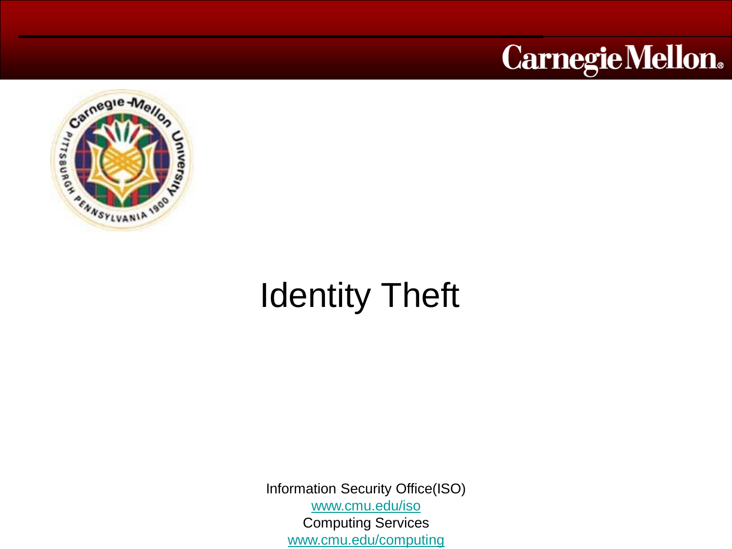# Identity Theft

Information Security Office(ISO)
www.cmu.edu/iso
Computing Services
www.cmu.edu/computing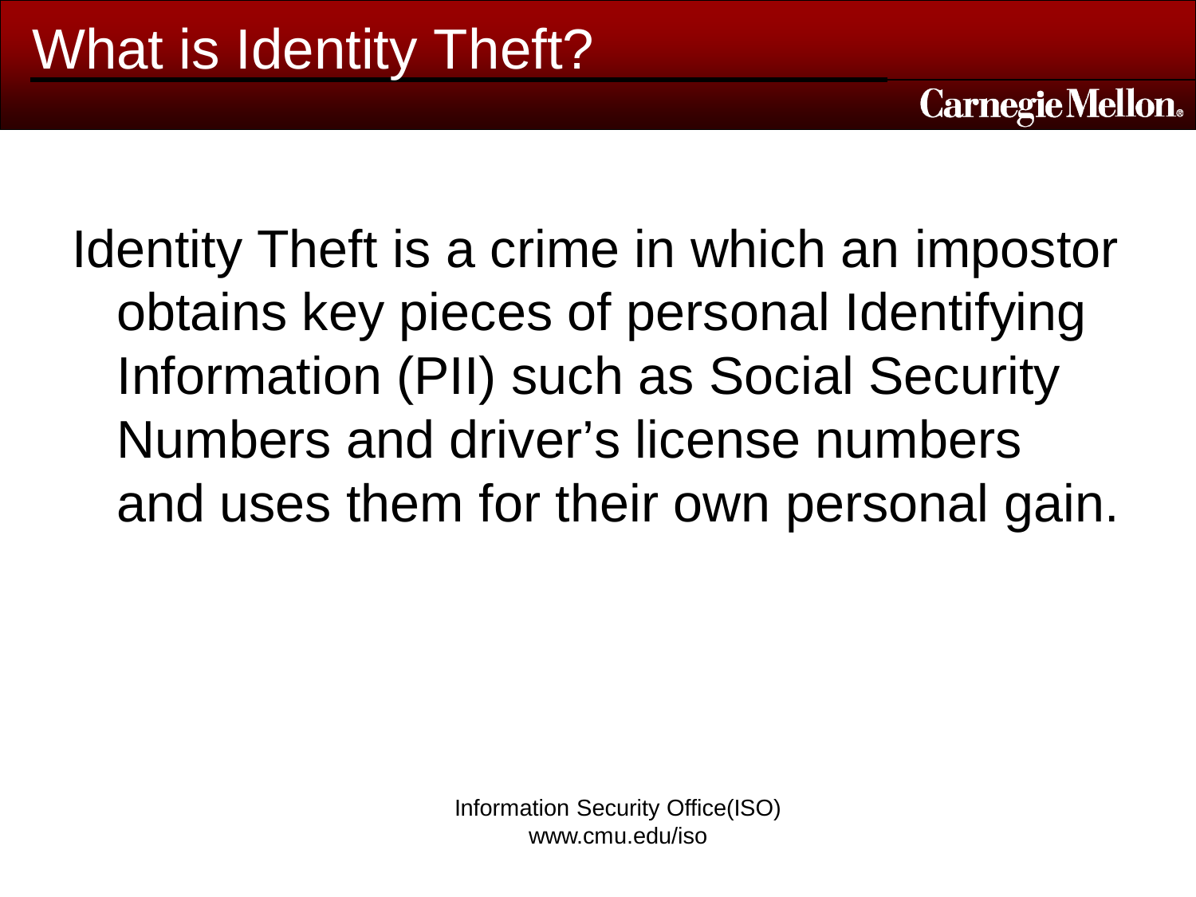# What is Identity Theft?

Identity Theft is a crime in which an impostor obtains key pieces of personal Identifying Information (PII) such as Social Security Numbers and driver's license numbers and uses them for their own personal gain.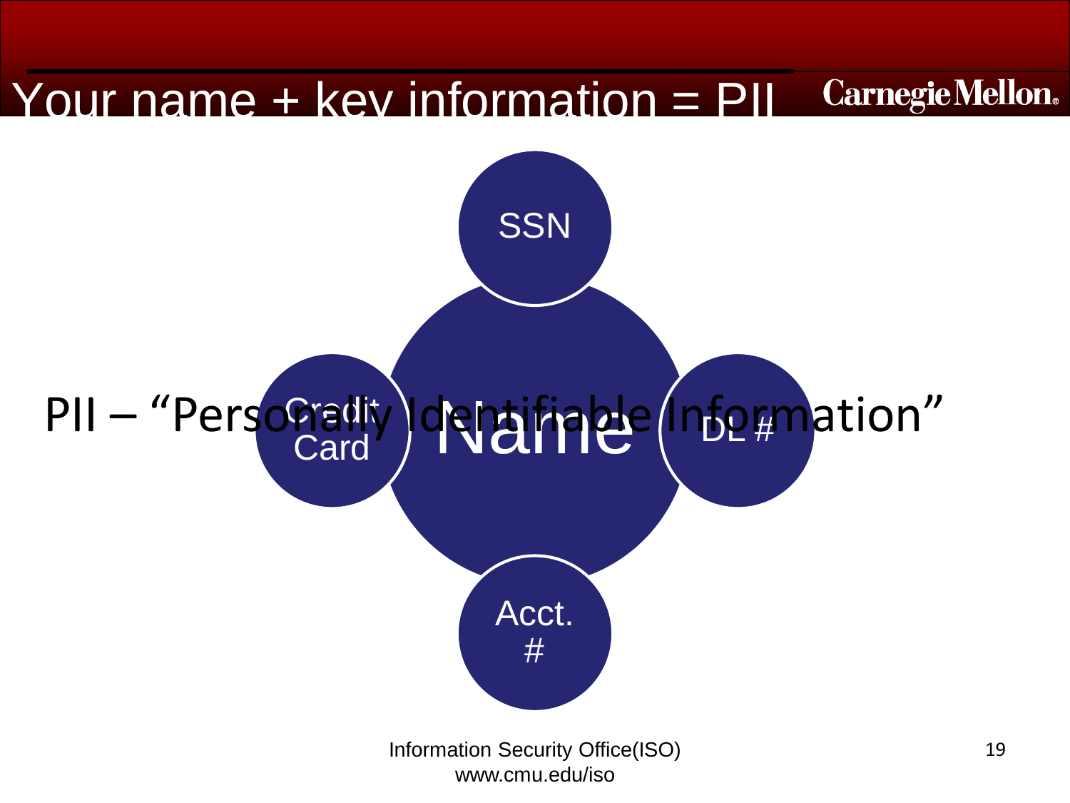# Your name + key information = PII

- SSN
- Credit Card
- Name
- DL #
- Acct. #

PII – "Personally Identifiable Information"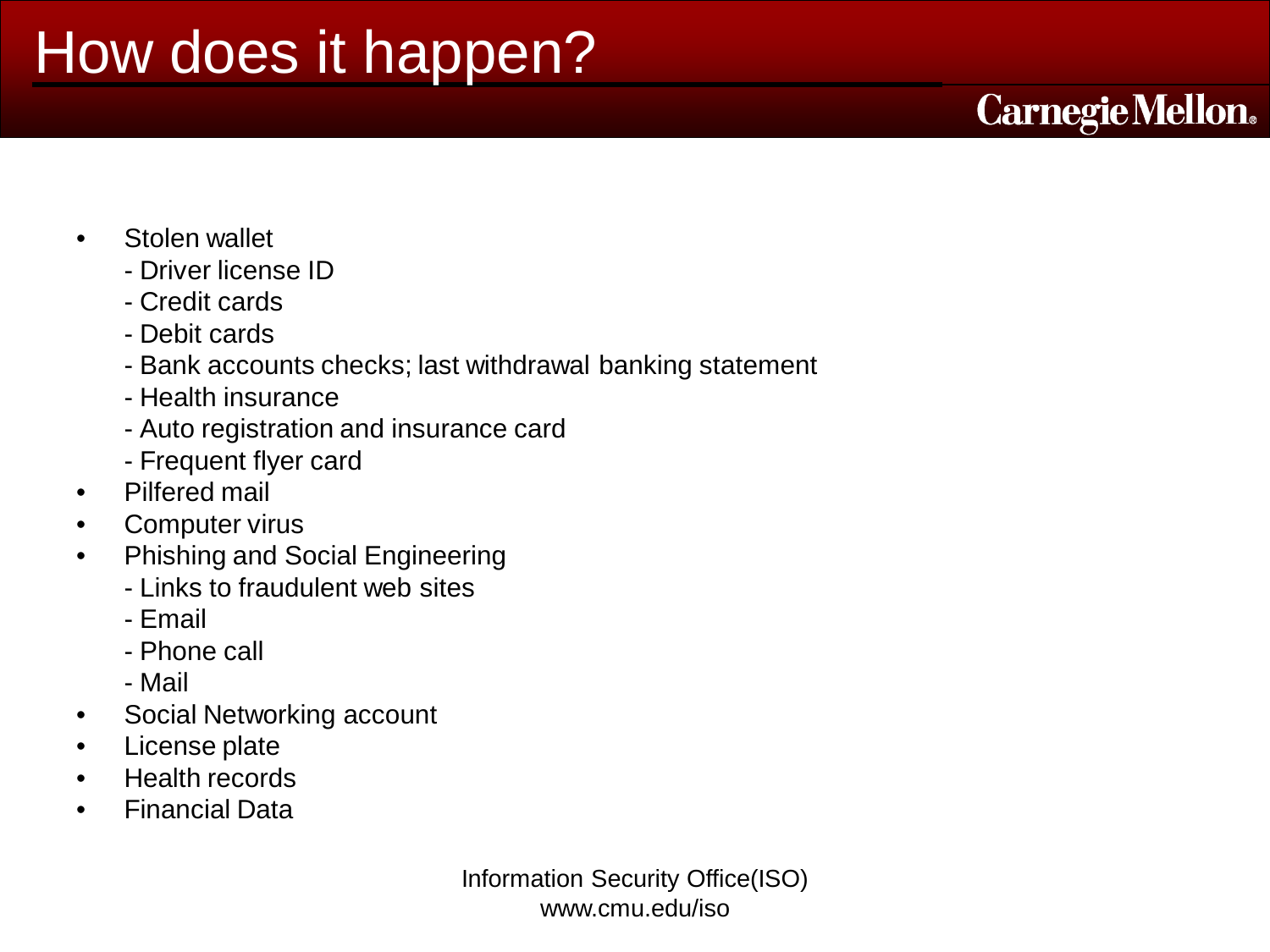# How does it happen?

- Stolen wallet
  - Driver license ID
  - Credit cards
  - Debit cards
  - Bank accounts checks; last withdrawal banking statement
  - Health insurance
  - Auto registration and insurance card
  - Frequent flyer card
- Pilfered mail
- Computer virus
- Phishing and Social Engineering
  - Links to fraudulent web sites
  - Email
  - Phone call
  - Mail
- Social Networking account
- License plate
- Health records
- Financial Data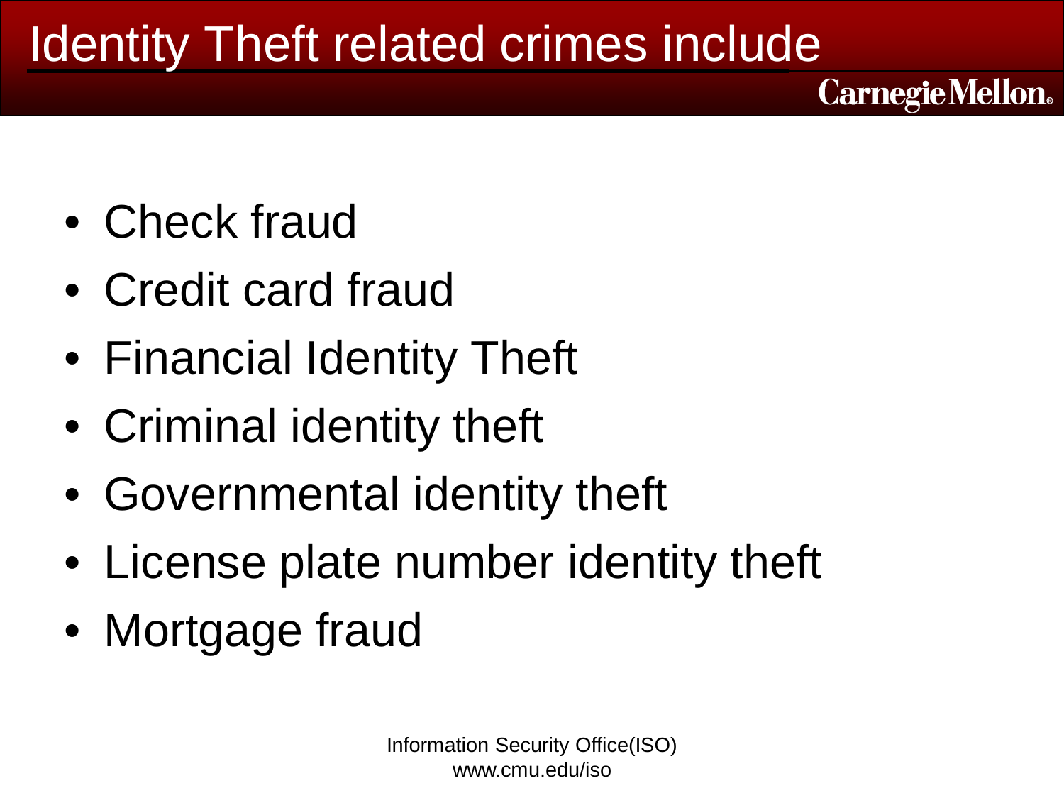# Identity Theft related crimes include

- Check fraud
- Credit card fraud
- Financial Identity Theft
- Criminal identity theft
- Governmental identity theft
- License plate number identity theft
- Mortgage fraud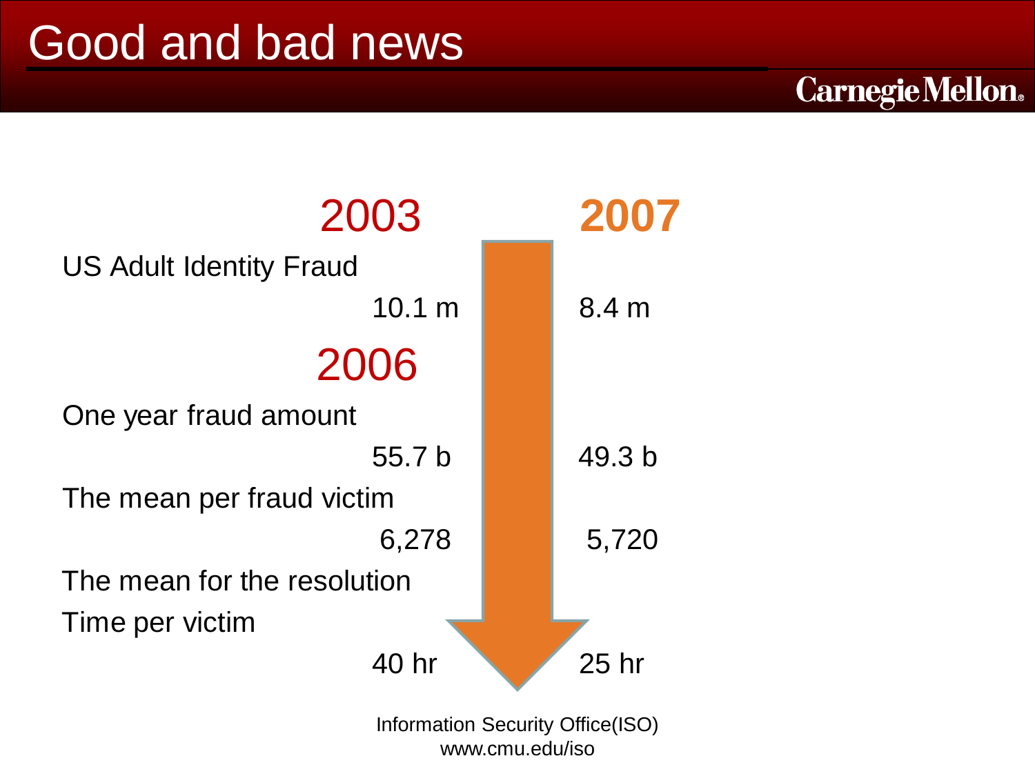# Good and bad news

| | 2003 | 2007 |
|---|---|---|
| US Adult Identity Fraud | 10.1 m | 8.4 m |
| | **2006** | |
| One year fraud amount | 55.7 b | 49.3 b |
| The mean per fraud victim | 6,278 | 5,720 |
| The mean for the resolution Time per victim | 40 hr | 25 hr |

Information Security Office(ISO)
www.cmu.edu/iso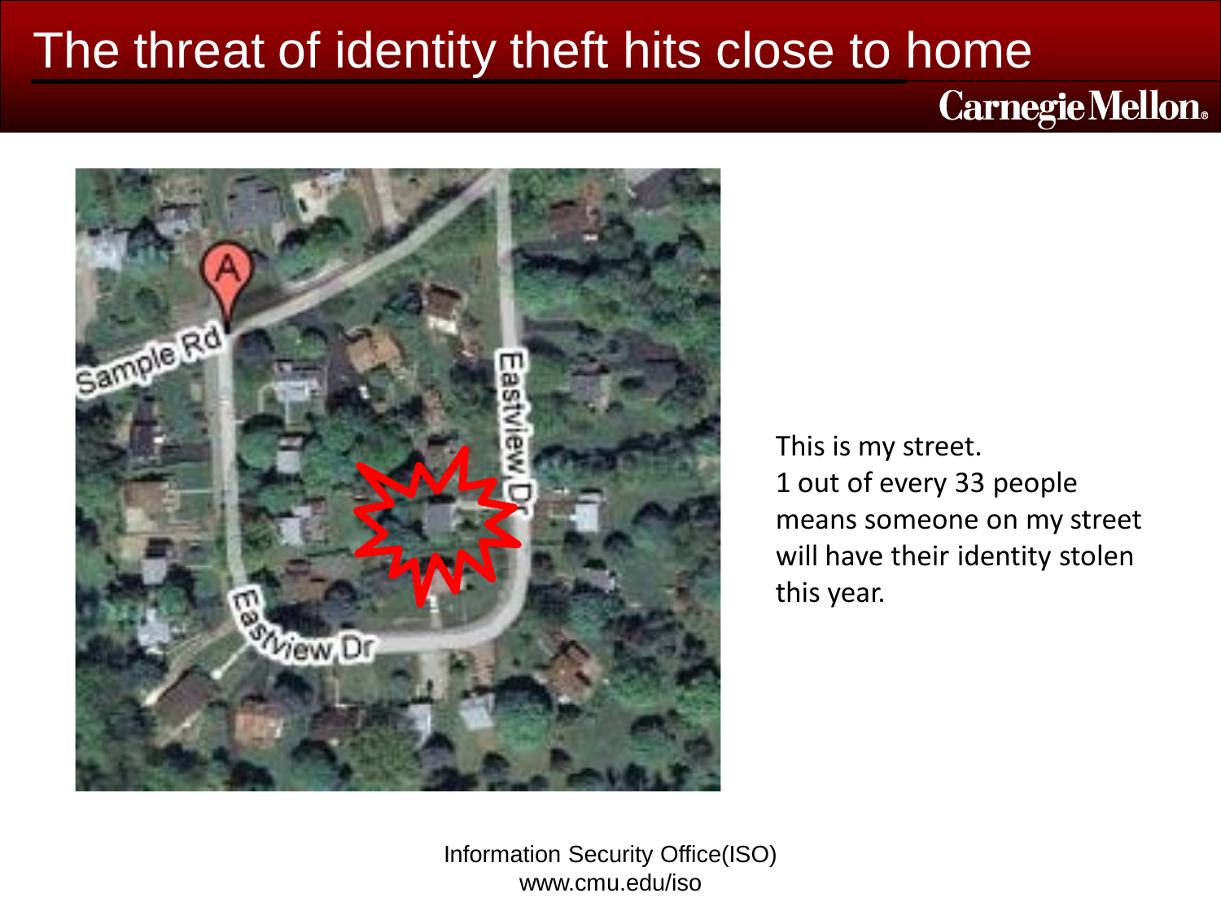# The threat of identity theft hits close to home

This is my street.
1 out of every 33 people means someone on my street will have their identity stolen this year.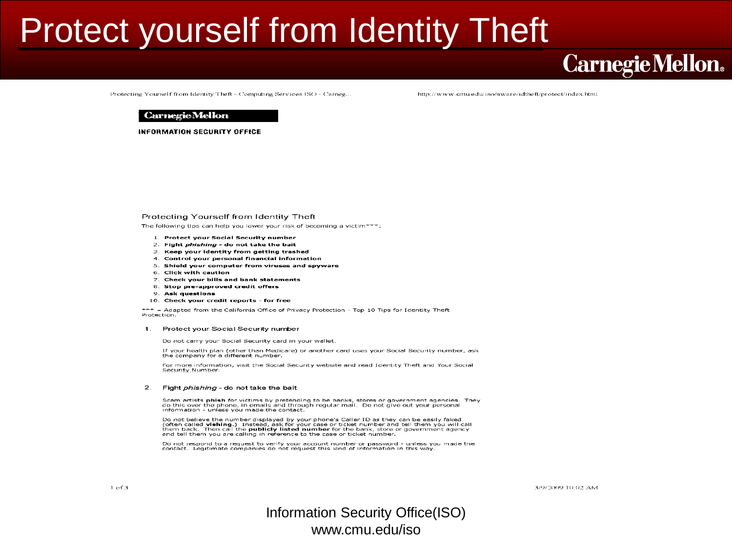# Protect yourself from Identity Theft

**Carnegie Mellon**

Protecting Yourself from Identity Theft - Computing Services ISO - Carneg... http://www.cmu.edu/iso/aware/idtheft/protect/index.html

**Carnegie Mellon**

**INFORMATION SECURITY OFFICE**

## Protecting Yourself from Identity Theft

The following tips can help you lower your risk of becoming a victim***:

1. **Protect your Social Security number**
2. **Fight *phishing* - do not take the bait**
3. **Keep your identity from getting trashed**
4. **Control your personal financial information**
5. **Shield your computer from viruses and spyware**
6. **Click with caution**
7. **Check your bills and bank statements**
8. **Stop pre-approved credit offers**
9. **Ask questions**
10. **Check your credit reports - for free**

*** - Adapted from the California Office of Privacy Protection - Top 10 Tips for Identity Theft Protection.

### 1. Protect your Social Security number

Do not carry your Social Security card in your wallet.

If your health plan (other than Medicare) or another card uses your Social Security number, ask the company for a different number.

For more information, visit the Social Security website and read Identity Theft and Your Social Security Number.

### 2. Fight *phishing* - do not take the bait

Scam artists **phish** for victims by pretending to be banks, stores or government agencies. They do this over the phone, in emails and through regular mail. Do not give out your personal information - unless you made the contact.

Do not believe the number displayed by your phone's Caller ID as they can be easily faked (often called **vishing.**) Instead, ask for your case or ticket number and tell them you will call them back. Then call the **publicly listed number** for the bank, store or government agency and tell them you are calling in reference to the case or ticket number.

Do not respond to a request to verify your account number or password - unless you made the contact. Legitimate companies do not request this kind of information in this way.

3/9/2009 10:02 AM

Information Security Office(ISO)
www.cmu.edu/iso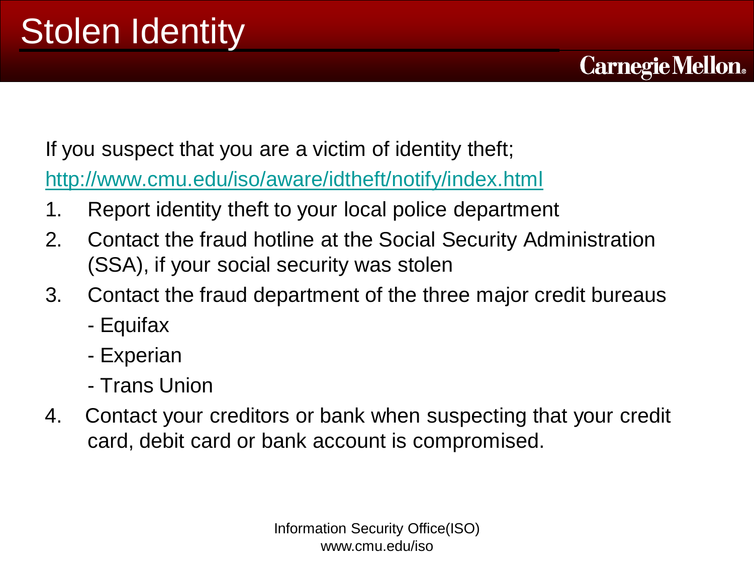# Stolen Identity

If you suspect that you are a victim of identity theft;

http://www.cmu.edu/iso/aware/idtheft/notify/index.html

1. Report identity theft to your local police department
2. Contact the fraud hotline at the Social Security Administration (SSA), if your social security was stolen
3. Contact the fraud department of the three major credit bureaus
   - Equifax
   - Experian
   - Trans Union
4. Contact your creditors or bank when suspecting that your credit card, debit card or bank account is compromised.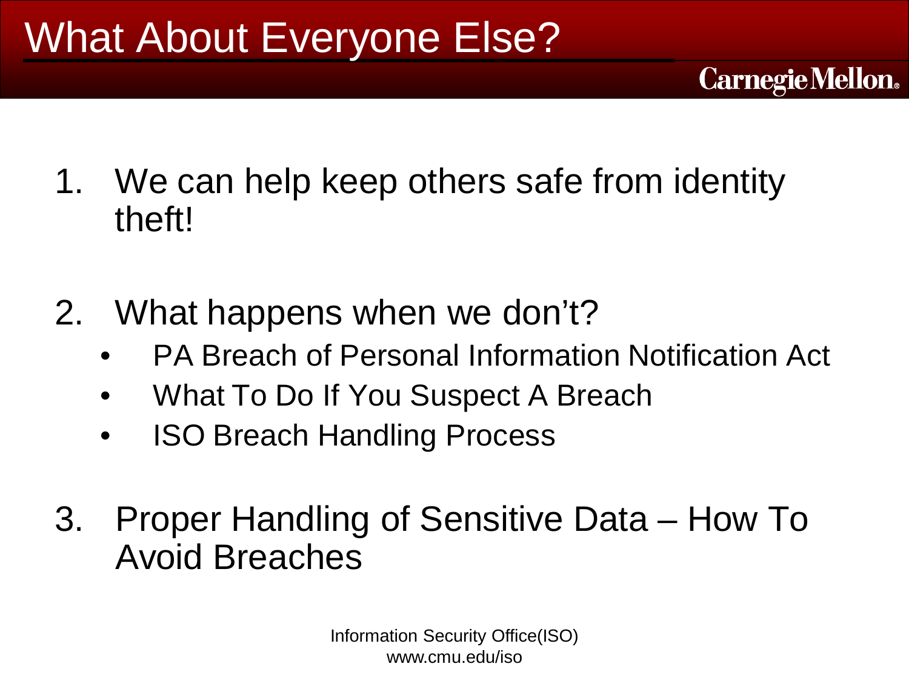# What About Everyone Else?

1. We can help keep others safe from identity theft!

2. What happens when we don't?
   - PA Breach of Personal Information Notification Act
   - What To Do If You Suspect A Breach
   - ISO Breach Handling Process

3. Proper Handling of Sensitive Data – How To Avoid Breaches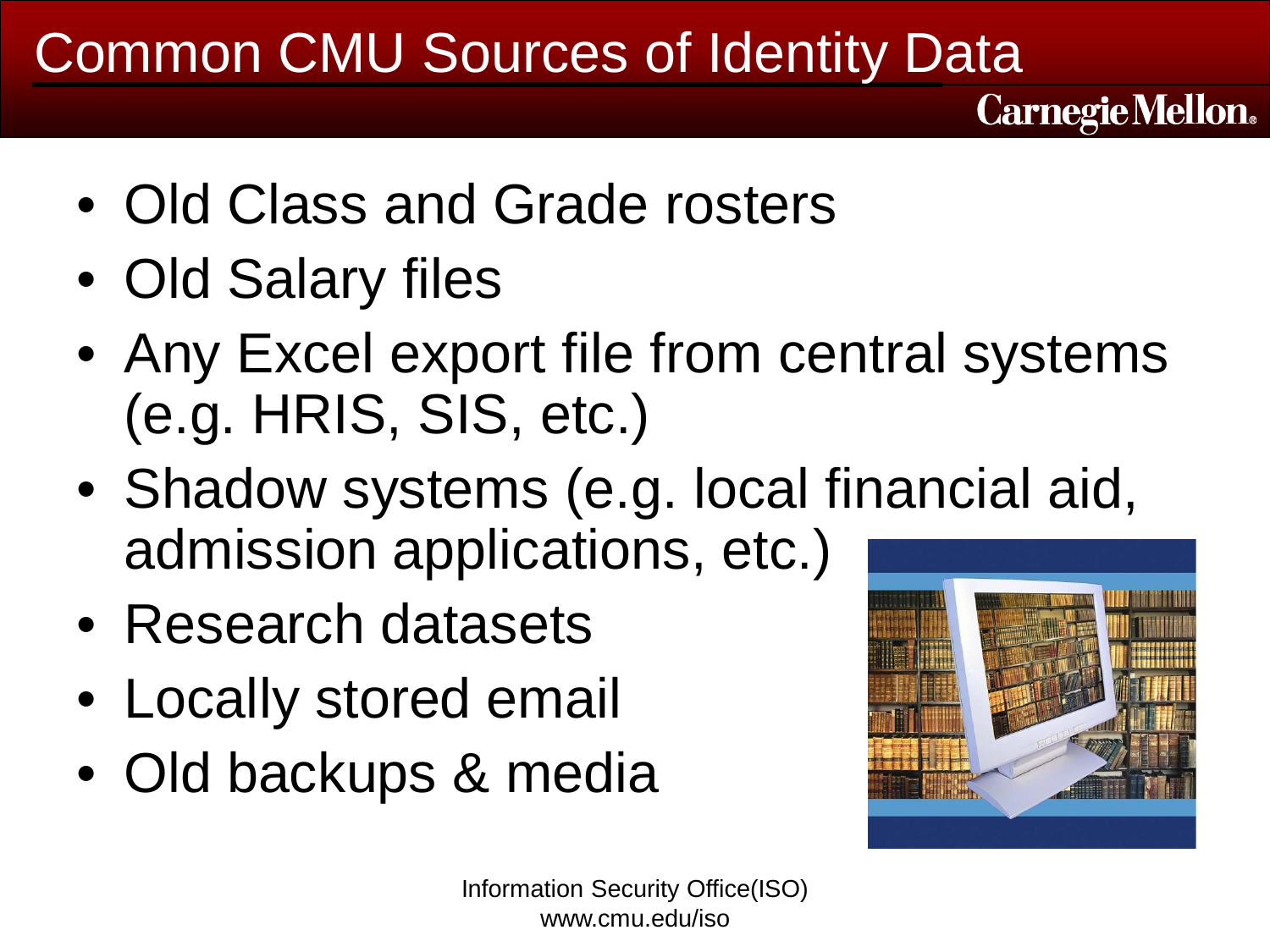# Common CMU Sources of Identity Data

- Old Class and Grade rosters
- Old Salary files
- Any Excel export file from central systems (e.g. HRIS, SIS, etc.)
- Shadow systems (e.g. local financial aid, admission applications, etc.)
- Research datasets
- Locally stored email
- Old backups & media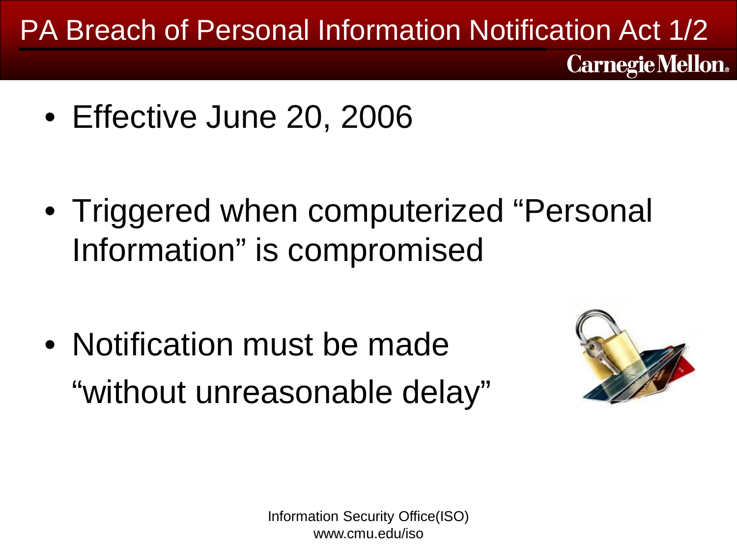# PA Breach of Personal Information Notification Act 1/2

- Effective June 20, 2006
- Triggered when computerized "Personal Information" is compromised
- Notification must be made "without unreasonable delay"

Information Security Office(ISO)
www.cmu.edu/iso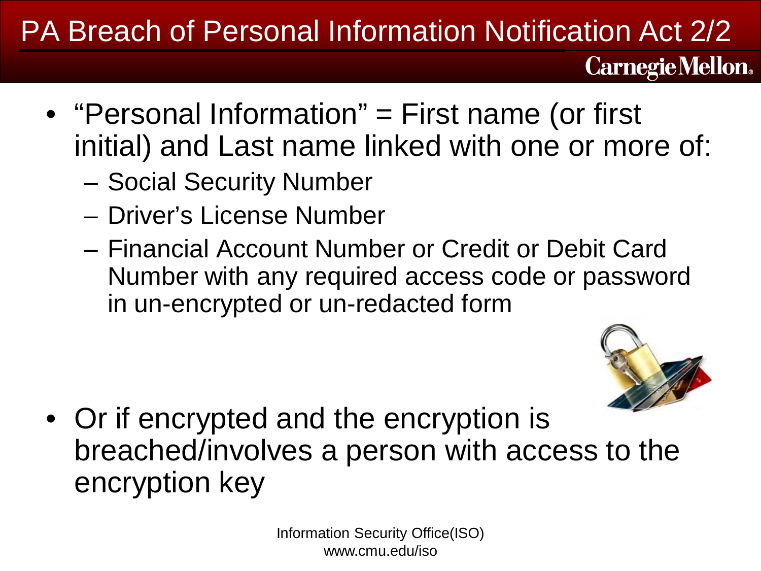# PA Breach of Personal Information Notification Act 2/2

- "Personal Information" = First name (or first initial) and Last name linked with one or more of:
  - Social Security Number
  - Driver's License Number
  - Financial Account Number or Credit or Debit Card Number with any required access code or password in un-encrypted or un-redacted form
- Or if encrypted and the encryption is breached/involves a person with access to the encryption key

Information Security Office(ISO)
www.cmu.edu/iso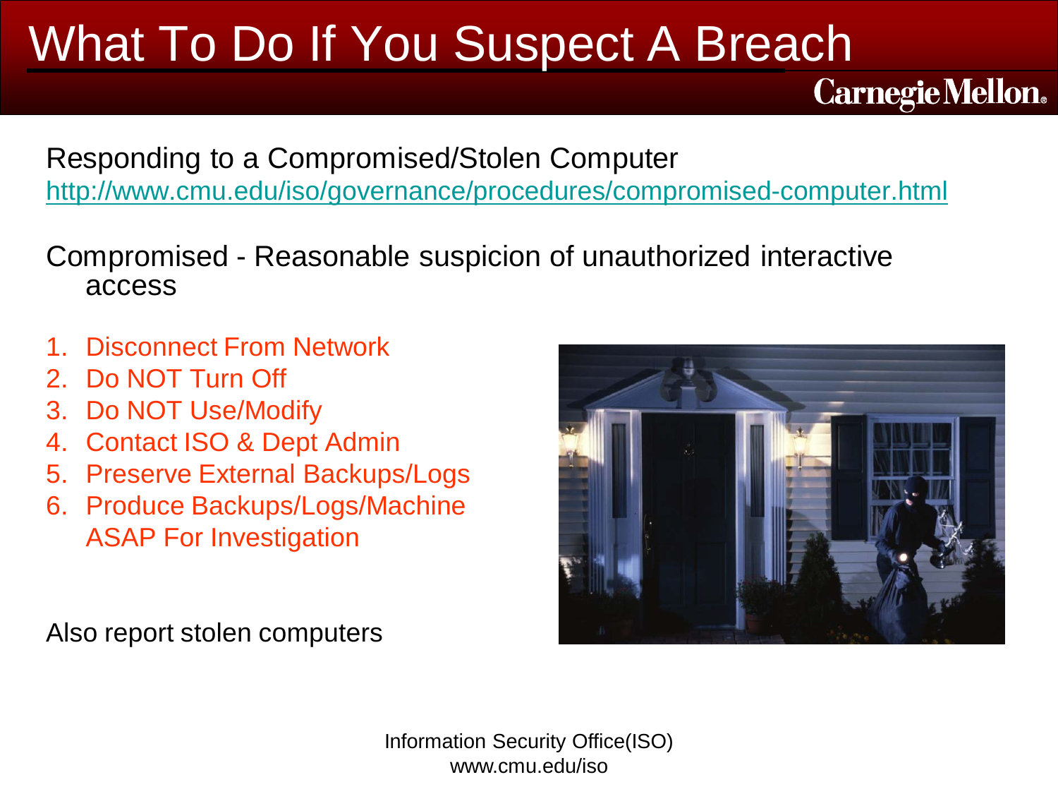# What To Do If You Suspect A Breach

Responding to a Compromised/Stolen Computer
http://www.cmu.edu/iso/governance/procedures/compromised-computer.html

Compromised - Reasonable suspicion of unauthorized interactive access

1. Disconnect From Network
2. Do NOT Turn Off
3. Do NOT Use/Modify
4. Contact ISO & Dept Admin
5. Preserve External Backups/Logs
6. Produce Backups/Logs/Machine ASAP For Investigation

Also report stolen computers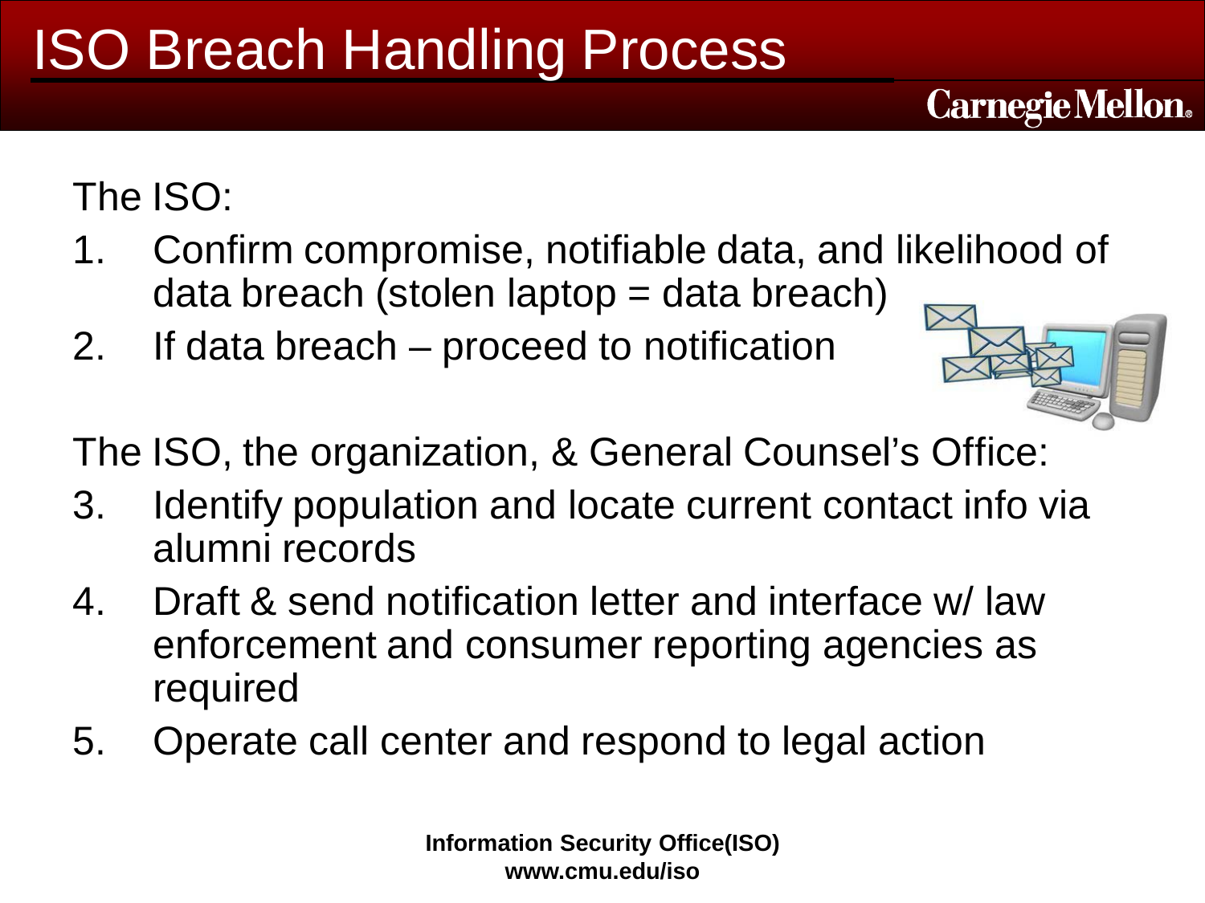# ISO Breach Handling Process

The ISO:

1. Confirm compromise, notifiable data, and likelihood of data breach (stolen laptop = data breach)
2. If data breach – proceed to notification

The ISO, the organization, & General Counsel's Office:

3. Identify population and locate current contact info via alumni records
4. Draft & send notification letter and interface w/ law enforcement and consumer reporting agencies as required
5. Operate call center and respond to legal action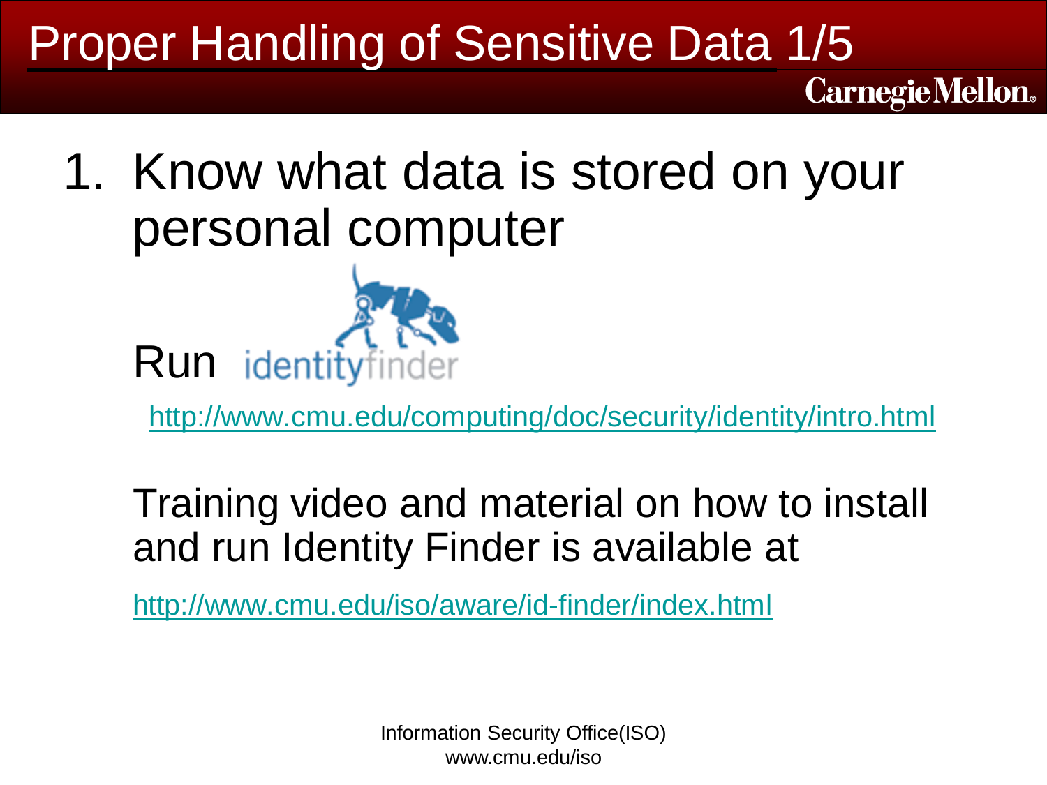# Proper Handling of Sensitive Data 1/5

1. Know what data is stored on your personal computer

   Run identityfinder

   http://www.cmu.edu/computing/doc/security/identity/intro.html

   Training video and material on how to install and run Identity Finder is available at

   http://www.cmu.edu/iso/aware/id-finder/index.html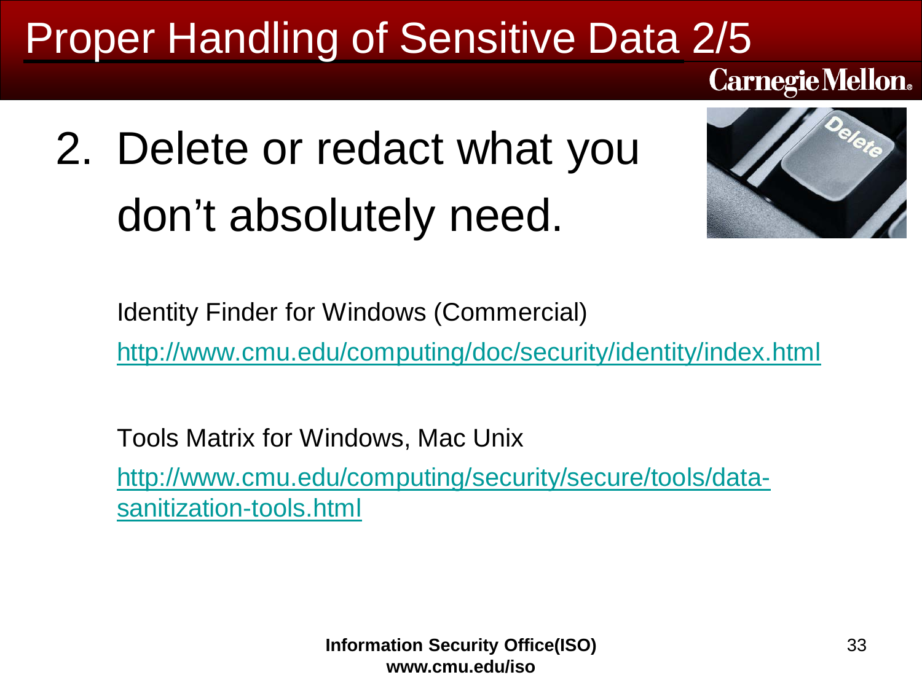# Proper Handling of Sensitive Data 2/5

2. Delete or redact what you don't absolutely need.

Identity Finder for Windows (Commercial)

http://www.cmu.edu/computing/doc/security/identity/index.html

Tools Matrix for Windows, Mac Unix

http://www.cmu.edu/computing/security/secure/tools/data-sanitization-tools.html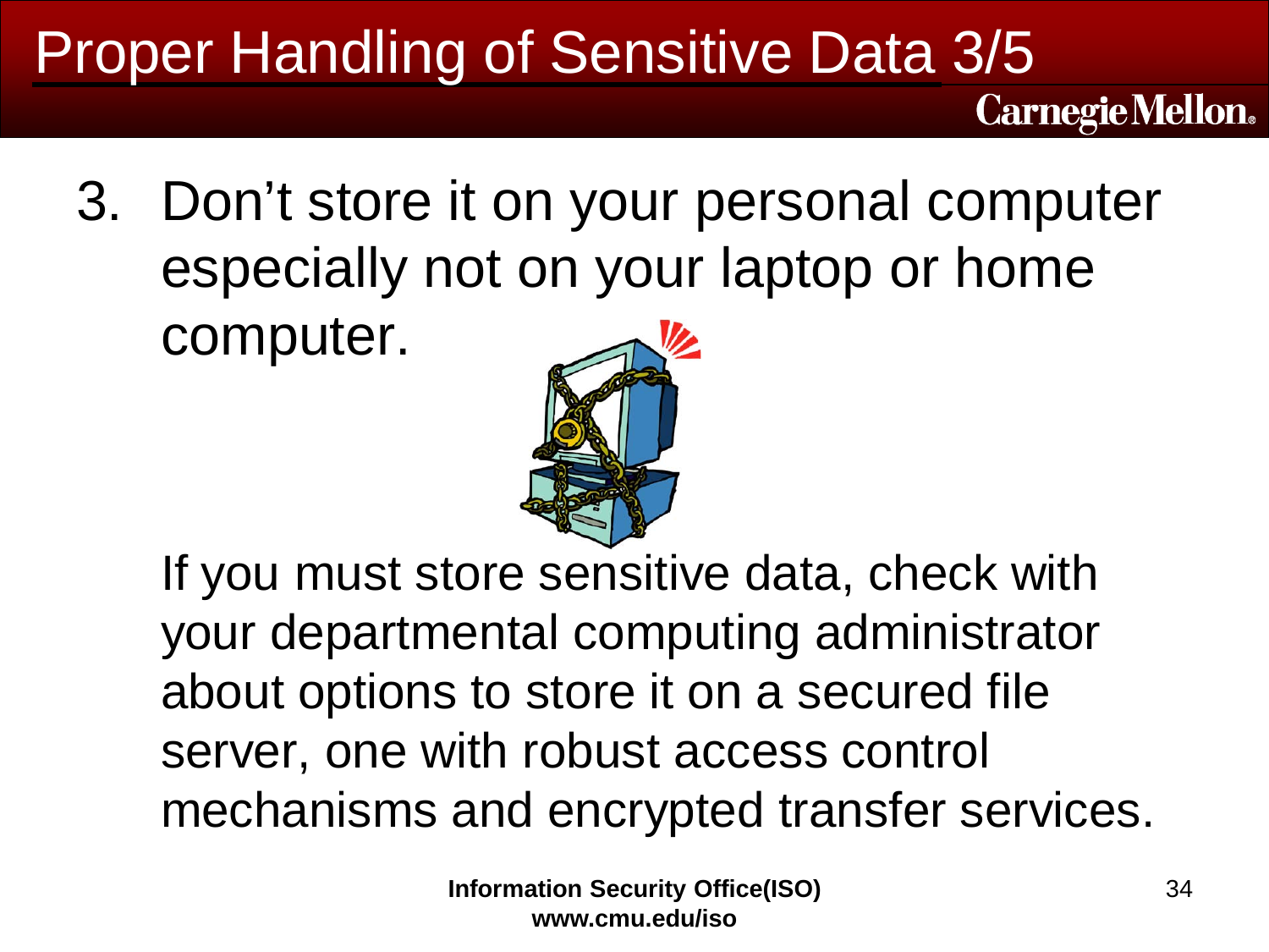# Proper Handling of Sensitive Data 3/5

3. Don't store it on your personal computer especially not on your laptop or home computer.

   If you must store sensitive data, check with your departmental computing administrator about options to store it on a secured file server, one with robust access control mechanisms and encrypted transfer services.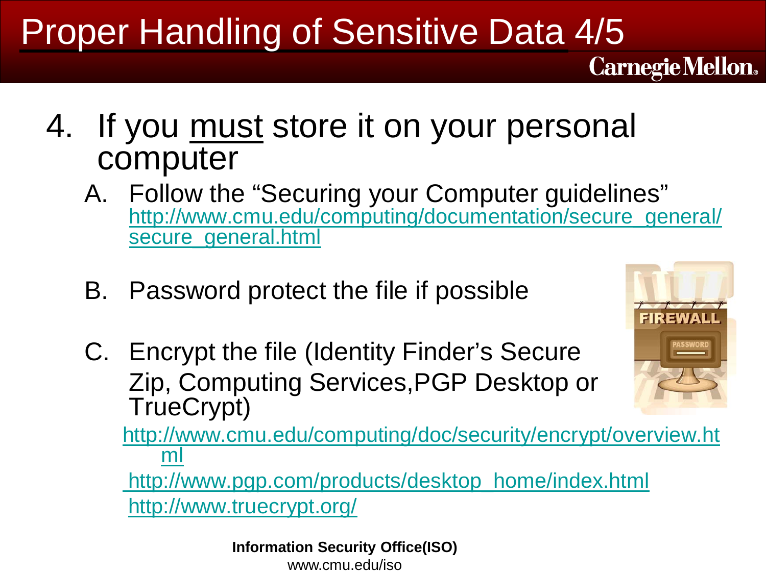# Proper Handling of Sensitive Data 4/5

4. If you must store it on your personal computer
   A. Follow the "Securing your Computer guidelines" http://www.cmu.edu/computing/documentation/secure_general/secure_general.html
   B. Password protect the file if possible
   C. Encrypt the file (Identity Finder's Secure Zip, Computing Services,PGP Desktop or TrueCrypt)

   http://www.cmu.edu/computing/doc/security/encrypt/overview.html

   http://www.pgp.com/products/desktop_home/index.html

   http://www.truecrypt.org/

**Information Security Office(ISO)**
www.cmu.edu/iso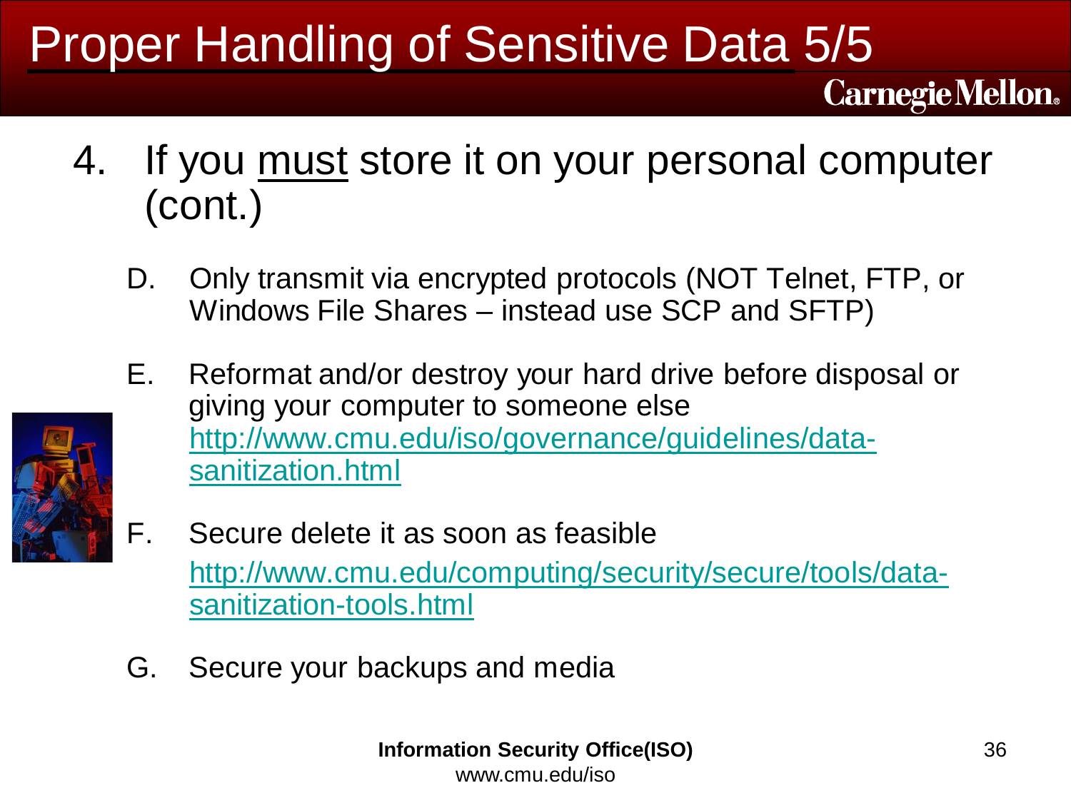# Proper Handling of Sensitive Data 5/5

4. If you must store it on your personal computer (cont.)

   D. Only transmit via encrypted protocols (NOT Telnet, FTP, or Windows File Shares – instead use SCP and SFTP)

   E. Reformat and/or destroy your hard drive before disposal or giving your computer to someone else
   http://www.cmu.edu/iso/governance/guidelines/data-sanitization.html

   F. Secure delete it as soon as feasible
   http://www.cmu.edu/computing/security/secure/tools/data-sanitization-tools.html

   G. Secure your backups and media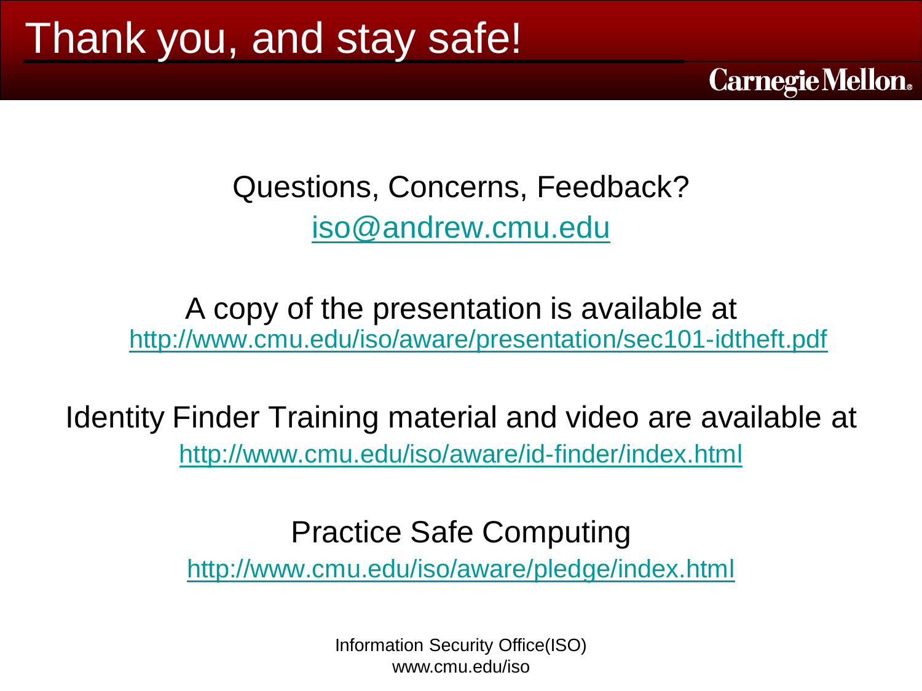# Thank you, and stay safe!

Carnegie Mellon

Questions, Concerns, Feedback?

iso@andrew.cmu.edu

A copy of the presentation is available at

http://www.cmu.edu/iso/aware/presentation/sec101-idtheft.pdf

Identity Finder Training material and video are available at

http://www.cmu.edu/iso/aware/id-finder/index.html

Practice Safe Computing

http://www.cmu.edu/iso/aware/pledge/index.html

Information Security Office(ISO)
www.cmu.edu/iso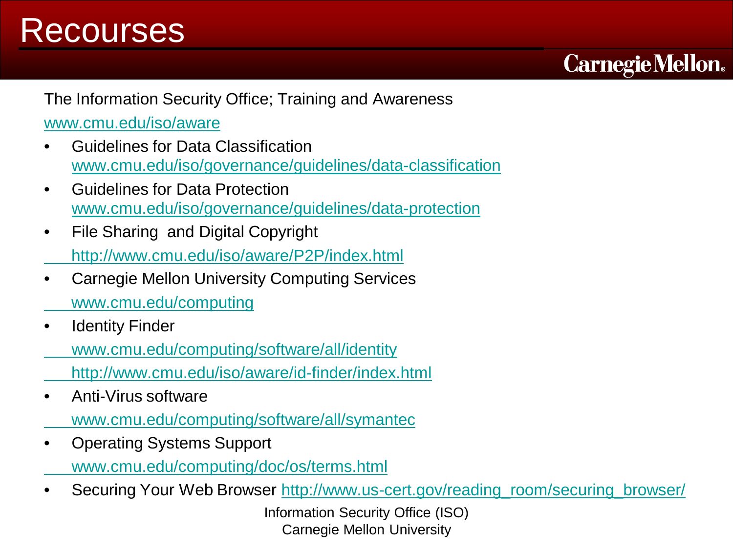# Recourses

The Information Security Office; Training and Awareness

www.cmu.edu/iso/aware

- Guidelines for Data Classification
  www.cmu.edu/iso/governance/guidelines/data-classification
- Guidelines for Data Protection
  www.cmu.edu/iso/governance/guidelines/data-protection
- File Sharing and Digital Copyright
  http://www.cmu.edu/iso/aware/P2P/index.html
- Carnegie Mellon University Computing Services
  www.cmu.edu/computing
- Identity Finder
  www.cmu.edu/computing/software/all/identity
  http://www.cmu.edu/iso/aware/id-finder/index.html
- Anti-Virus software
  www.cmu.edu/computing/software/all/symantec
- Operating Systems Support
  www.cmu.edu/computing/doc/os/terms.html
- Securing Your Web Browser http://www.us-cert.gov/reading_room/securing_browser/